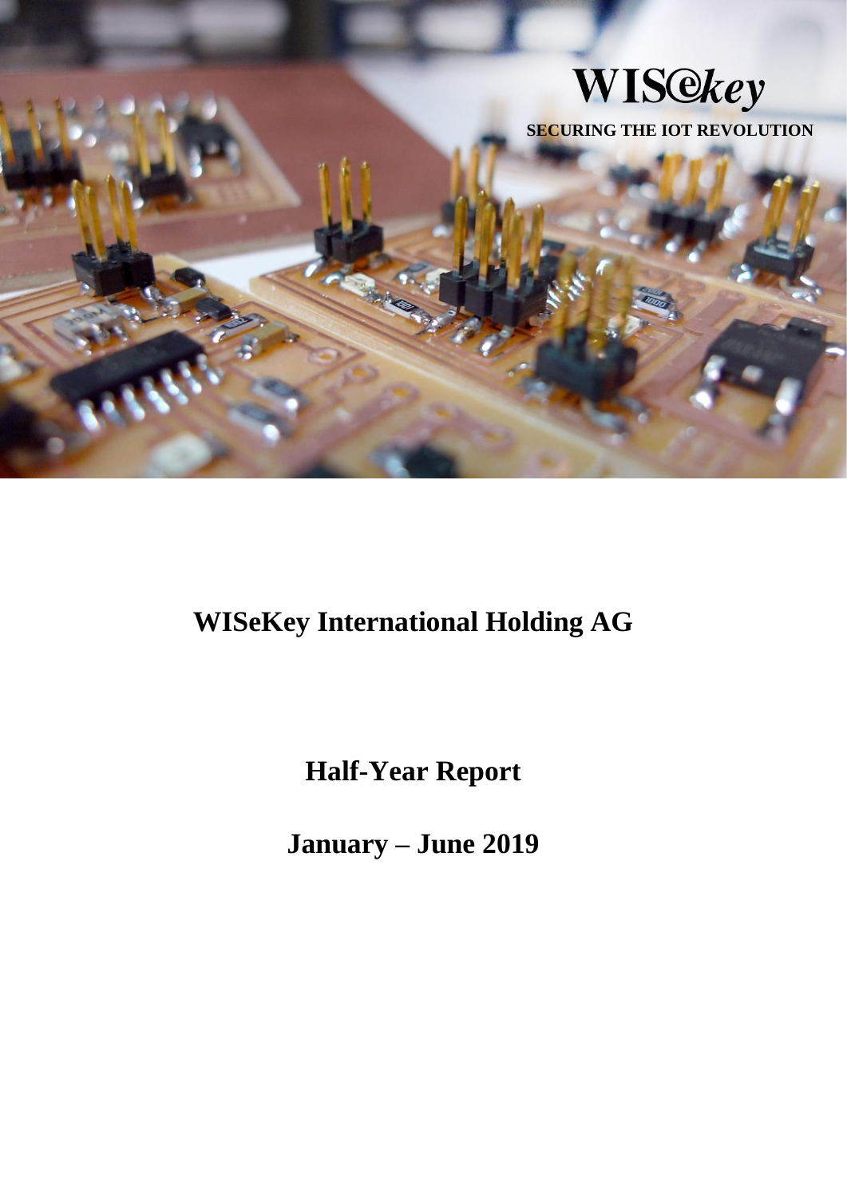WISeKey

SECURING THE IOT REVOLUTION

# WISeKey International Holding AG

## Half-Year Report

## January – June 2019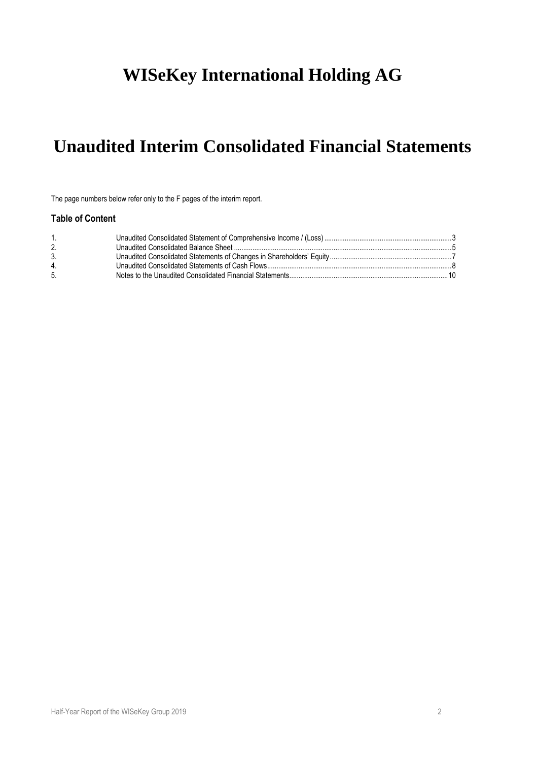# WISeKey International Holding AG

# Unaudited Interim Consolidated Financial Statements

The page numbers below refer only to the F pages of the interim report.

### Table of Content

1. Unaudited Consolidated Statement of Comprehensive Income / (Loss) ....................................................................3
2. Unaudited Consolidated Balance Sheet ....................................................................................................................5
3. Unaudited Consolidated Statements of Changes in Shareholders' Equity.................................................................7
4. Unaudited Consolidated Statements of Cash Flows..................................................................................................8
5. Notes to the Unaudited Consolidated Financial Statements....................................................................................10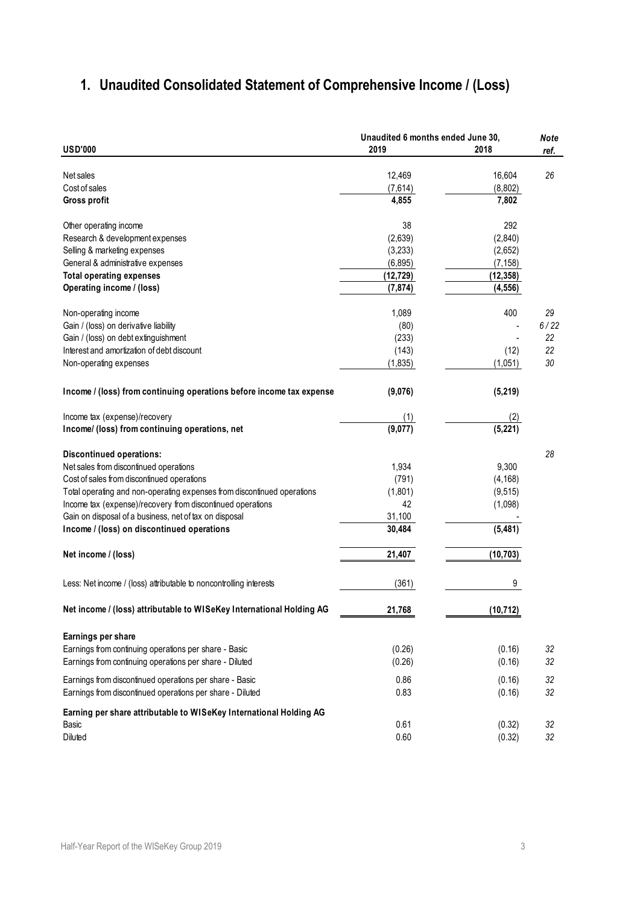# 1. Unaudited Consolidated Statement of Comprehensive Income / (Loss)

| USD'000 | Unaudited 6 months ended June 30, 2019 | 2018 | Note ref. |
|---|---|---|---|
| Net sales | 12,469 | 16,604 | 26 |
| Cost of sales | (7,614) | (8,802) | |
| **Gross profit** | **4,855** | **7,802** | |
| Other operating income | 38 | 292 | |
| Research & development expenses | (2,639) | (2,840) | |
| Selling & marketing expenses | (3,233) | (2,652) | |
| General & administrative expenses | (6,895) | (7,158) | |
| **Total operating expenses** | **(12,729)** | **(12,358)** | |
| **Operating income / (loss)** | **(7,874)** | **(4,556)** | |
| Non-operating income | 1,089 | 400 | 29 |
| Gain / (loss) on derivative liability | (80) | - | 6 / 22 |
| Gain / (loss) on debt extinguishment | (233) | - | 22 |
| Interest and amortization of debt discount | (143) | (12) | 22 |
| Non-operating expenses | (1,835) | (1,051) | 30 |
| **Income / (loss) from continuing operations before income tax expense** | **(9,076)** | **(5,219)** | |
| Income tax (expense)/recovery | (1) | (2) | |
| **Income/ (loss) from continuing operations, net** | **(9,077)** | **(5,221)** | |
| **Discontinued operations:** | | | 28 |
| Net sales from discontinued operations | 1,934 | 9,300 | |
| Cost of sales from discontinued operations | (791) | (4,168) | |
| Total operating and non-operating expenses from discontinued operations | (1,801) | (9,515) | |
| Income tax (expense)/recovery from discontinued operations | 42 | (1,098) | |
| Gain on disposal of a business, net of tax on disposal | 31,100 | - | |
| **Income / (loss) on discontinued operations** | **30,484** | **(5,481)** | |
| **Net income / (loss)** | **21,407** | **(10,703)** | |
| Less: Net income / (loss) attributable to noncontrolling interests | (361) | 9 | |
| **Net income / (loss) attributable to WISeKey International Holding AG** | **21,768** | **(10,712)** | |
| **Earnings per share** | | | |
| Earnings from continuing operations per share - Basic | (0.26) | (0.16) | 32 |
| Earnings from continuing operations per share - Diluted | (0.26) | (0.16) | 32 |
| Earnings from discontinued operations per share - Basic | 0.86 | (0.16) | 32 |
| Earnings from discontinued operations per share - Diluted | 0.83 | (0.16) | 32 |
| **Earning per share attributable to WISeKey International Holding AG** | | | |
| Basic | 0.61 | (0.32) | 32 |
| Diluted | 0.60 | (0.32) | 32 |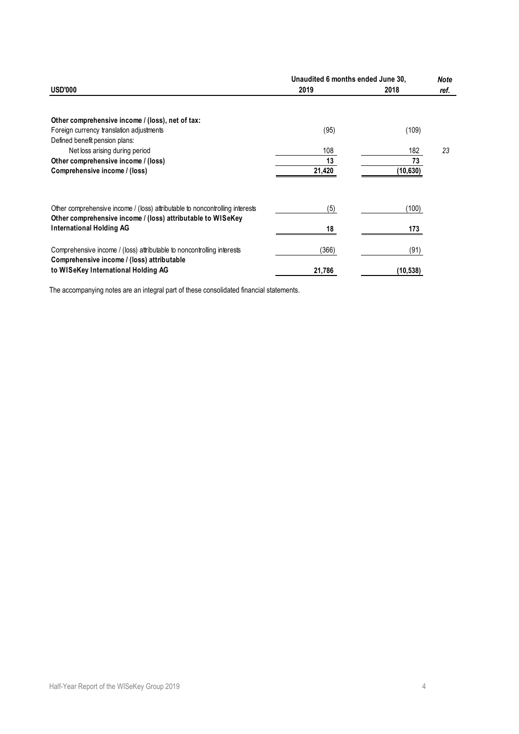| USD'000 | Unaudited 6 months ended June 30, 2019 | 2018 | Note ref. |
|---|---|---|---|
| **Other comprehensive income / (loss), net of tax:** | | | |
| Foreign currency translation adjustments | (95) | (109) | |
| Defined benefit pension plans: | | | |
| Net loss arising during period | 108 | 182 | 23 |
| **Other comprehensive income / (loss)** | **13** | **73** | |
| **Comprehensive income / (loss)** | **21,420** | **(10,630)** | |
| | | | |
| Other comprehensive income / (loss) attributable to noncontrolling interests | (5) | (100) | |
| **Other comprehensive income / (loss) attributable to WISeKey International Holding AG** | **18** | **173** | |
| | | | |
| Comprehensive income / (loss) attributable to noncontrolling interests | (366) | (91) | |
| **Comprehensive income / (loss) attributable to WISeKey International Holding AG** | **21,786** | **(10,538)** | |

The accompanying notes are an integral part of these consolidated financial statements.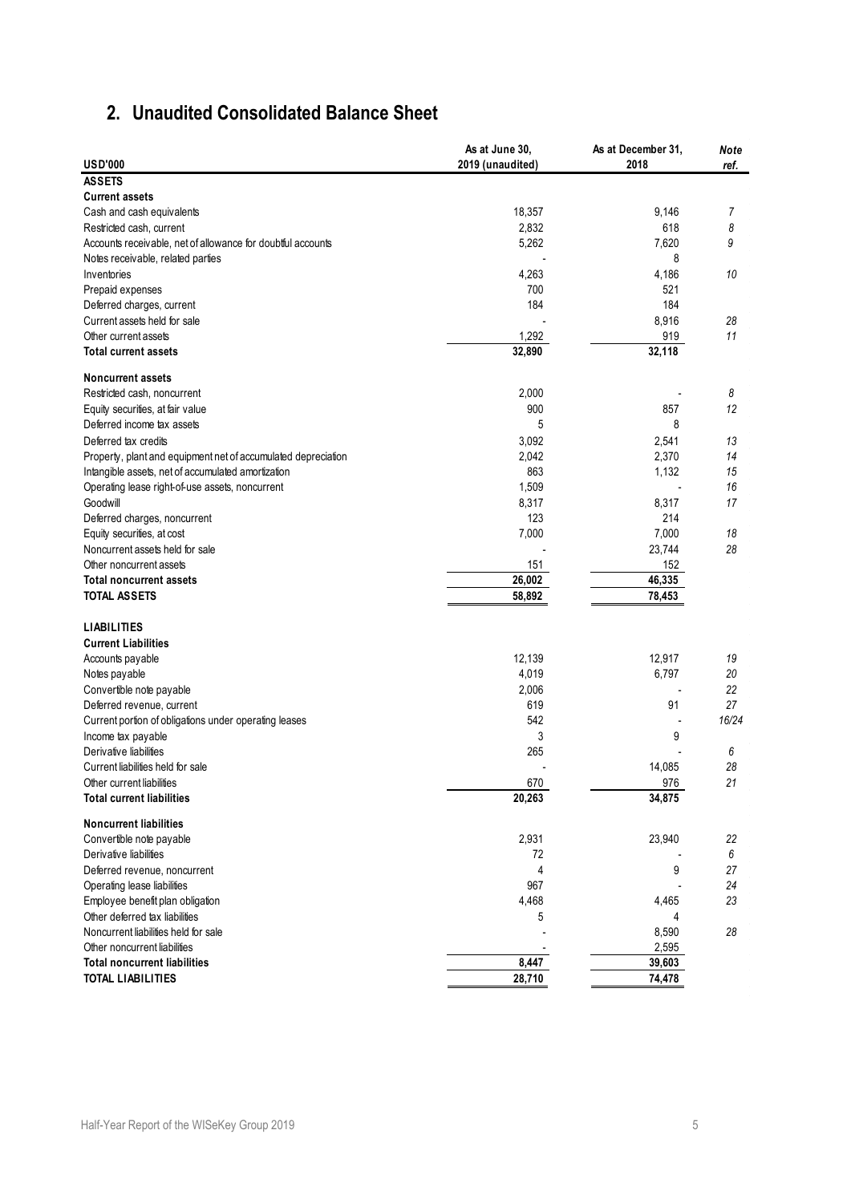## 2. Unaudited Consolidated Balance Sheet

| USD'000 | As at June 30, 2019 (unaudited) | As at December 31, 2018 | Note ref. |
|---|---|---|---|
| **ASSETS** | | | |
| **Current assets** | | | |
| Cash and cash equivalents | 18,357 | 9,146 | 7 |
| Restricted cash, current | 2,832 | 618 | 8 |
| Accounts receivable, net of allowance for doubtful accounts | 5,262 | 7,620 | 9 |
| Notes receivable, related parties | - | 8 | |
| Inventories | 4,263 | 4,186 | 10 |
| Prepaid expenses | 700 | 521 | |
| Deferred charges, current | 184 | 184 | |
| Current assets held for sale | - | 8,916 | 28 |
| Other current assets | 1,292 | 919 | 11 |
| **Total current assets** | **32,890** | **32,118** | |
| **Noncurrent assets** | | | |
| Restricted cash, noncurrent | 2,000 | - | 8 |
| Equity securities, at fair value | 900 | 857 | 12 |
| Deferred income tax assets | 5 | 8 | |
| Deferred tax credits | 3,092 | 2,541 | 13 |
| Property, plant and equipment net of accumulated depreciation | 2,042 | 2,370 | 14 |
| Intangible assets, net of accumulated amortization | 863 | 1,132 | 15 |
| Operating lease right-of-use assets, noncurrent | 1,509 | - | 16 |
| Goodwill | 8,317 | 8,317 | 17 |
| Deferred charges, noncurrent | 123 | 214 | |
| Equity securities, at cost | 7,000 | 7,000 | 18 |
| Noncurrent assets held for sale | - | 23,744 | 28 |
| Other noncurrent assets | 151 | 152 | |
| **Total noncurrent assets** | **26,002** | **46,335** | |
| **TOTAL ASSETS** | **58,892** | **78,453** | |
| **LIABILITIES** | | | |
| **Current Liabilities** | | | |
| Accounts payable | 12,139 | 12,917 | 19 |
| Notes payable | 4,019 | 6,797 | 20 |
| Convertible note payable | 2,006 | - | 22 |
| Deferred revenue, current | 619 | 91 | 27 |
| Current portion of obligations under operating leases | 542 | - | 16/24 |
| Income tax payable | 3 | 9 | |
| Derivative liabilities | 265 | - | 6 |
| Current liabilities held for sale | - | 14,085 | 28 |
| Other current liabilities | 670 | 976 | 21 |
| **Total current liabilities** | **20,263** | **34,875** | |
| **Noncurrent liabilities** | | | |
| Convertible note payable | 2,931 | 23,940 | 22 |
| Derivative liabilities | 72 | - | 6 |
| Deferred revenue, noncurrent | 4 | 9 | 27 |
| Operating lease liabilities | 967 | - | 24 |
| Employee benefit plan obligation | 4,468 | 4,465 | 23 |
| Other deferred tax liabilities | 5 | 4 | |
| Noncurrent liabilities held for sale | - | 8,590 | 28 |
| Other noncurrent liabilities | - | 2,595 | |
| **Total noncurrent liabilities** | **8,447** | **39,603** | |
| **TOTAL LIABILITIES** | **28,710** | **74,478** | |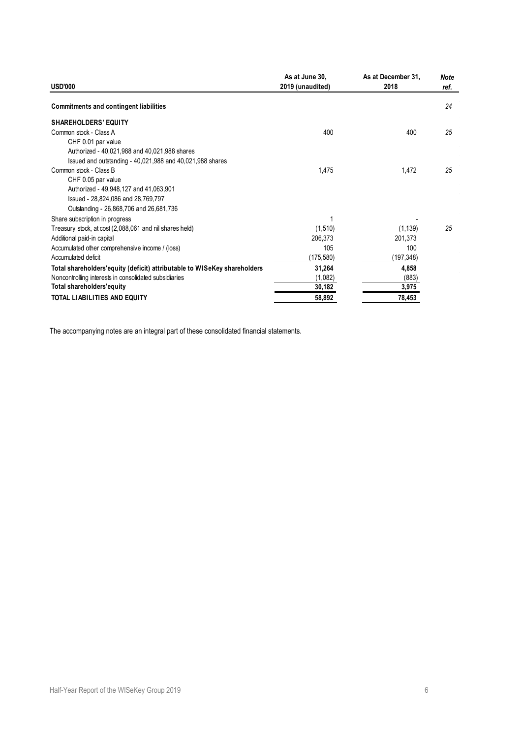| USD'000 | As at June 30, 2019 (unaudited) | As at December 31, 2018 | Note ref. |
|---|---|---|---|
| **Commitments and contingent liabilities** | | | 24 |
| **SHAREHOLDERS' EQUITY** | | | |
| Common stock - Class A | 400 | 400 | 25 |
| CHF 0.01 par value | | | |
| Authorized - 40,021,988 and 40,021,988 shares | | | |
| Issued and outstanding - 40,021,988 and 40,021,988 shares | | | |
| Common stock - Class B | 1,475 | 1,472 | 25 |
| CHF 0.05 par value | | | |
| Authorized - 49,948,127 and 41,063,901 | | | |
| Issued - 28,824,086 and 28,769,797 | | | |
| Outstanding - 26,868,706 and 26,681,736 | | | |
| Share subscription in progress | 1 | - | |
| Treasury stock, at cost (2,088,061 and nil shares held) | (1,510) | (1,139) | 25 |
| Additional paid-in capital | 206,373 | 201,373 | |
| Accumulated other comprehensive income / (loss) | 105 | 100 | |
| Accumulated deficit | (175,580) | (197,348) | |
| **Total shareholders'equity (deficit) attributable to WISeKey shareholders** | **31,264** | **4,858** | |
| Noncontrolling interests in consolidated subsidiaries | (1,082) | (883) | |
| **Total shareholders'equity** | **30,182** | **3,975** | |
| **TOTAL LIABILITIES AND EQUITY** | **58,892** | **78,453** | |

The accompanying notes are an integral part of these consolidated financial statements.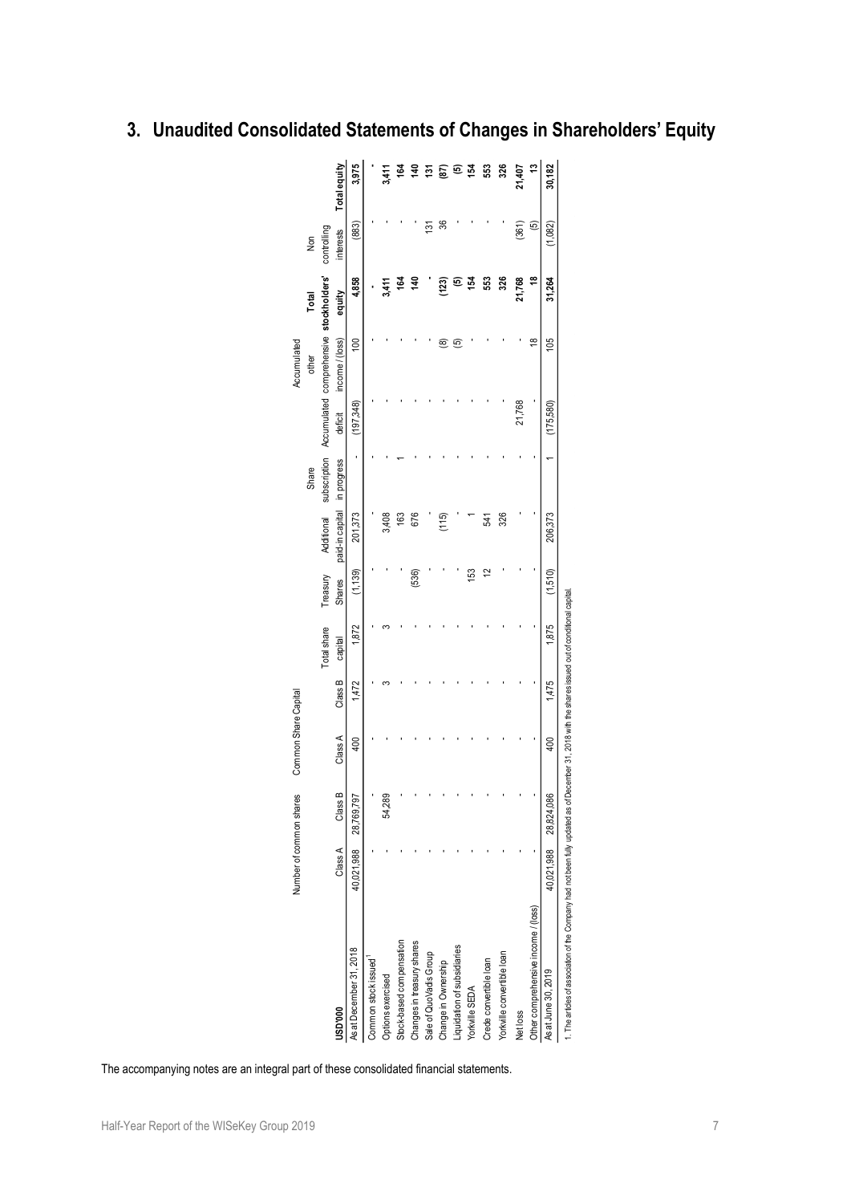# 3. Unaudited Consolidated Statements of Changes in Shareholders' Equity

| USD'000 | Number of common shares Class A | Number of common shares Class B | Common Share Capital Class A | Common Share Capital Class B | Total share capital | Treasury Shares | Additional paid-in capital | Share subscription in progress | Accumulated deficit | Accumulated other comprehensive income / (loss) | Total stockholders' equity | Non controlling interests | Total equity |
|---|---|---|---|---|---|---|---|---|---|---|---|---|---|
| As at December 31, 2018 | 40,021,988 | 28,769,797 | 400 | 1,472 | 1,872 | (1,139) | 201,373 | - | (197,348) | 100 | **4,858** | (883) | **3,975** |
| Common stock issued[1] | - | - | - | - | - | - | - | - | - | - | **-** | - | **-** |
| Options exercised | - | 54,289 | - | 3 | 3 | - | 3,408 | - | - | - | **3,411** | - | **3,411** |
| Stock-based compensation | - | - | - | - | - | - | 163 | 1 | - | - | **164** | - | **164** |
| Changes in treasury shares | - | - | - | - | - | (536) | 676 | - | - | - | **140** | - | **140** |
| Sale of QuoVadis Group | - | - | - | - | - | - | - | - | - | - | **-** | 131 | **131** |
| Change in Ownership | - | - | - | - | - | - | (115) | - | - | (8) | **(123)** | 36 | **(87)** |
| Liquidation of subsidiaries | - | - | - | - | - | - | - | - | - | (5) | **(5)** | - | **(5)** |
| Yorkville SEDA | - | - | - | - | - | 153 | 1 | - | - | - | **154** | - | **154** |
| Crede convertible loan | - | - | - | - | - | 12 | 541 | - | - | - | **553** | - | **553** |
| Yorkville convertible loan | - | - | - | - | - | - | 326 | - | - | - | **326** | - | **326** |
| Net loss | - | - | - | - | - | - | - | - | 21,768 | - | **21,768** | (361) | **21,407** |
| Other comprehensive income / (loss) | - | - | - | - | - | - | - | - | - | 18 | **18** | (5) | **13** |
| As at June 30, 2019 | 40,021,988 | 28,824,086 | 400 | 1,475 | 1,875 | (1,510) | 206,373 | 1 | (175,580) | 105 | **31,264** | (1,082) | **30,182** |

1. The articles of association of the Company had not been fully updated as of December 31, 2018 with the shares issued out of conditional capital.

The accompanying notes are an integral part of these consolidated financial statements.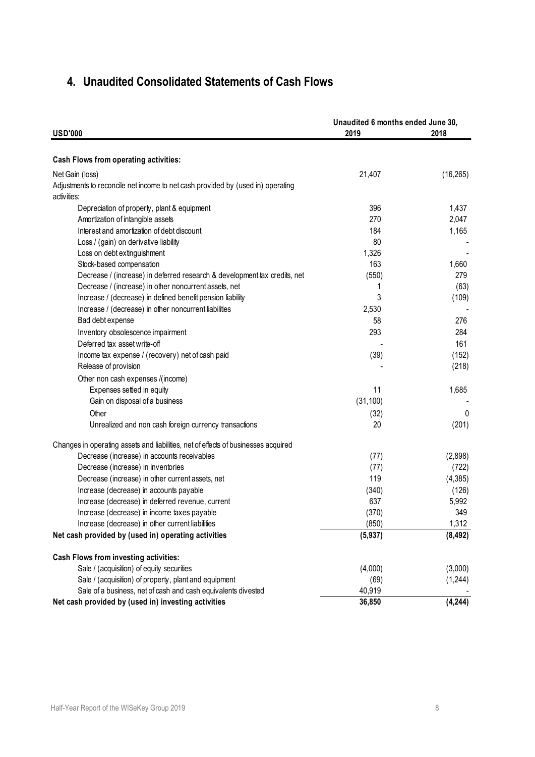## 4. Unaudited Consolidated Statements of Cash Flows

| USD'000 | Unaudited 6 months ended June 30, 2019 | 2018 |
|---|---|---|
| **Cash Flows from operating activities:** | | |
| Net Gain (loss) | 21,407 | (16,265) |
| Adjustments to reconcile net income to net cash provided by (used in) operating activities: | | |
| Depreciation of property, plant & equipment | 396 | 1,437 |
| Amortization of intangible assets | 270 | 2,047 |
| Interest and amortization of debt discount | 184 | 1,165 |
| Loss / (gain) on derivative liability | 80 | - |
| Loss on debt extinguishment | 1,326 | - |
| Stock-based compensation | 163 | 1,660 |
| Decrease / (increase) in deferred research & development tax credits, net | (550) | 279 |
| Decrease / (increase) in other noncurrent assets, net | 1 | (63) |
| Increase / (decrease) in defined benefit pension liability | 3 | (109) |
| Increase / (decrease) in other noncurrent liabilities | 2,530 | - |
| Bad debt expense | 58 | 276 |
| Inventory obsolescence impairment | 293 | 284 |
| Deferred tax asset write-off | - | 161 |
| Income tax expense / (recovery) net of cash paid | (39) | (152) |
| Release of provision | - | (218) |
| Other non cash expenses /(income) | | |
| Expenses settled in equity | 11 | 1,685 |
| Gain on disposal of a business | (31,100) | - |
| Other | (32) | 0 |
| Unrealized and non cash foreign currency transactions | 20 | (201) |
| Changes in operating assets and liabilities, net of effects of businesses acquired | | |
| Decrease (increase) in accounts receivables | (77) | (2,898) |
| Decrease (increase) in inventories | (77) | (722) |
| Decrease (increase) in other current assets, net | 119 | (4,385) |
| Increase (decrease) in accounts payable | (340) | (126) |
| Increase (decrease) in deferred revenue, current | 637 | 5,992 |
| Increase (decrease) in income taxes payable | (370) | 349 |
| Increase (decrease) in other current liabilities | (850) | 1,312 |
| **Net cash provided by (used in) operating activities** | **(5,937)** | **(8,492)** |
| **Cash Flows from investing activities:** | | |
| Sale / (acquisition) of equity securities | (4,000) | (3,000) |
| Sale / (acquisition) of property, plant and equipment | (69) | (1,244) |
| Sale of a business, net of cash and cash equivalents divested | 40,919 | - |
| **Net cash provided by (used in) investing activities** | **36,850** | **(4,244)** |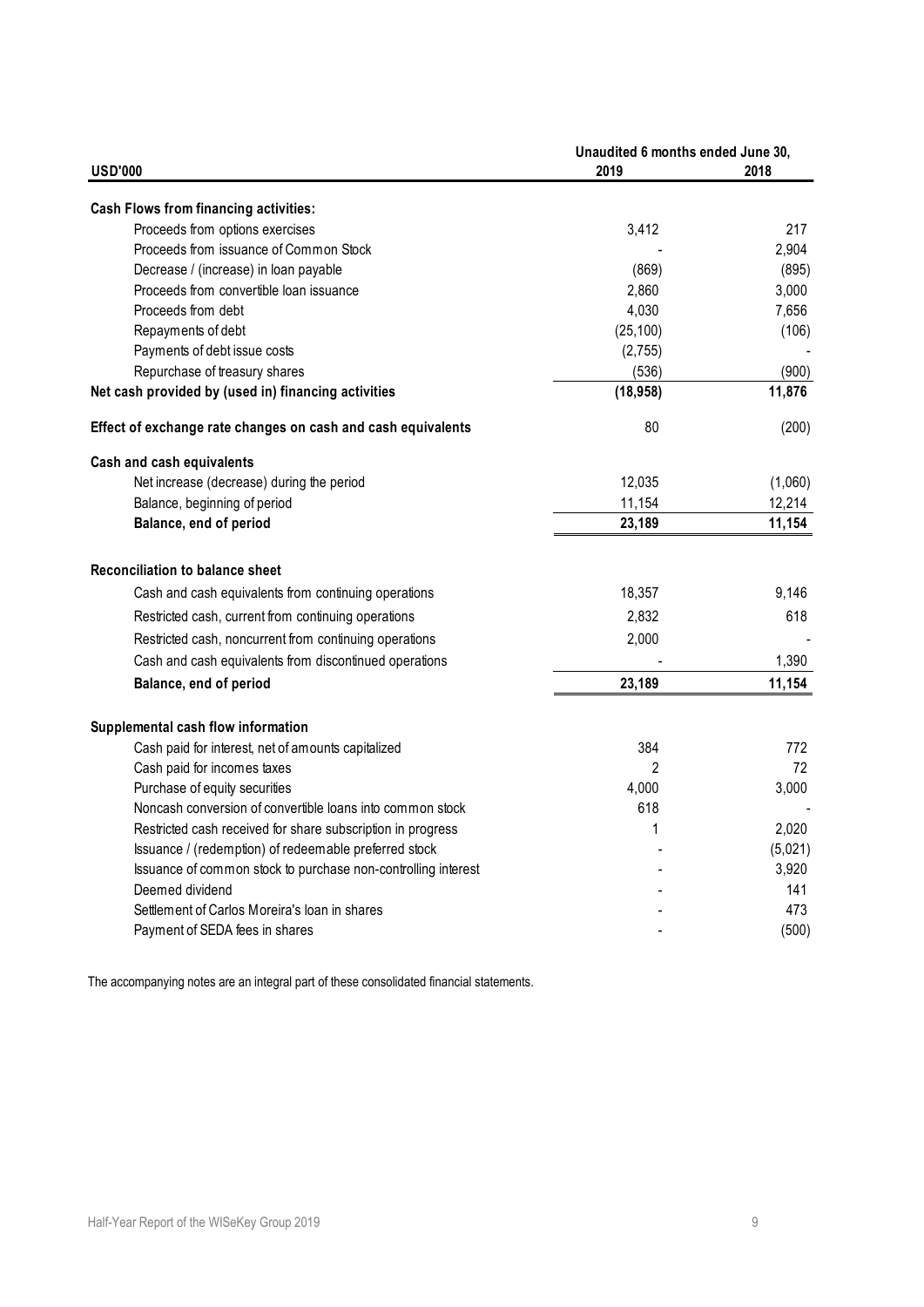| USD'000 | Unaudited 6 months ended June 30, 2019 | 2018 |
|---|---|---|
| **Cash Flows from financing activities:** | | |
| Proceeds from options exercises | 3,412 | 217 |
| Proceeds from issuance of Common Stock | - | 2,904 |
| Decrease / (increase) in loan payable | (869) | (895) |
| Proceeds from convertible loan issuance | 2,860 | 3,000 |
| Proceeds from debt | 4,030 | 7,656 |
| Repayments of debt | (25,100) | (106) |
| Payments of debt issue costs | (2,755) | - |
| Repurchase of treasury shares | (536) | (900) |
| **Net cash provided by (used in) financing activities** | **(18,958)** | **11,876** |
| **Effect of exchange rate changes on cash and cash equivalents** | 80 | (200) |
| **Cash and cash equivalents** | | |
| Net increase (decrease) during the period | 12,035 | (1,060) |
| Balance, beginning of period | 11,154 | 12,214 |
| **Balance, end of period** | **23,189** | **11,154** |
| **Reconciliation to balance sheet** | | |
| Cash and cash equivalents from continuing operations | 18,357 | 9,146 |
| Restricted cash, current from continuing operations | 2,832 | 618 |
| Restricted cash, noncurrent from continuing operations | 2,000 | - |
| Cash and cash equivalents from discontinued operations | - | 1,390 |
| **Balance, end of period** | **23,189** | **11,154** |
| **Supplemental cash flow information** | | |
| Cash paid for interest, net of amounts capitalized | 384 | 772 |
| Cash paid for incomes taxes | 2 | 72 |
| Purchase of equity securities | 4,000 | 3,000 |
| Noncash conversion of convertible loans into common stock | 618 | - |
| Restricted cash received for share subscription in progress | 1 | 2,020 |
| Issuance / (redemption) of redeemable preferred stock | - | (5,021) |
| Issuance of common stock to purchase non-controlling interest | - | 3,920 |
| Deemed dividend | - | 141 |
| Settlement of Carlos Moreira's loan in shares | - | 473 |
| Payment of SEDA fees in shares | - | (500) |

The accompanying notes are an integral part of these consolidated financial statements.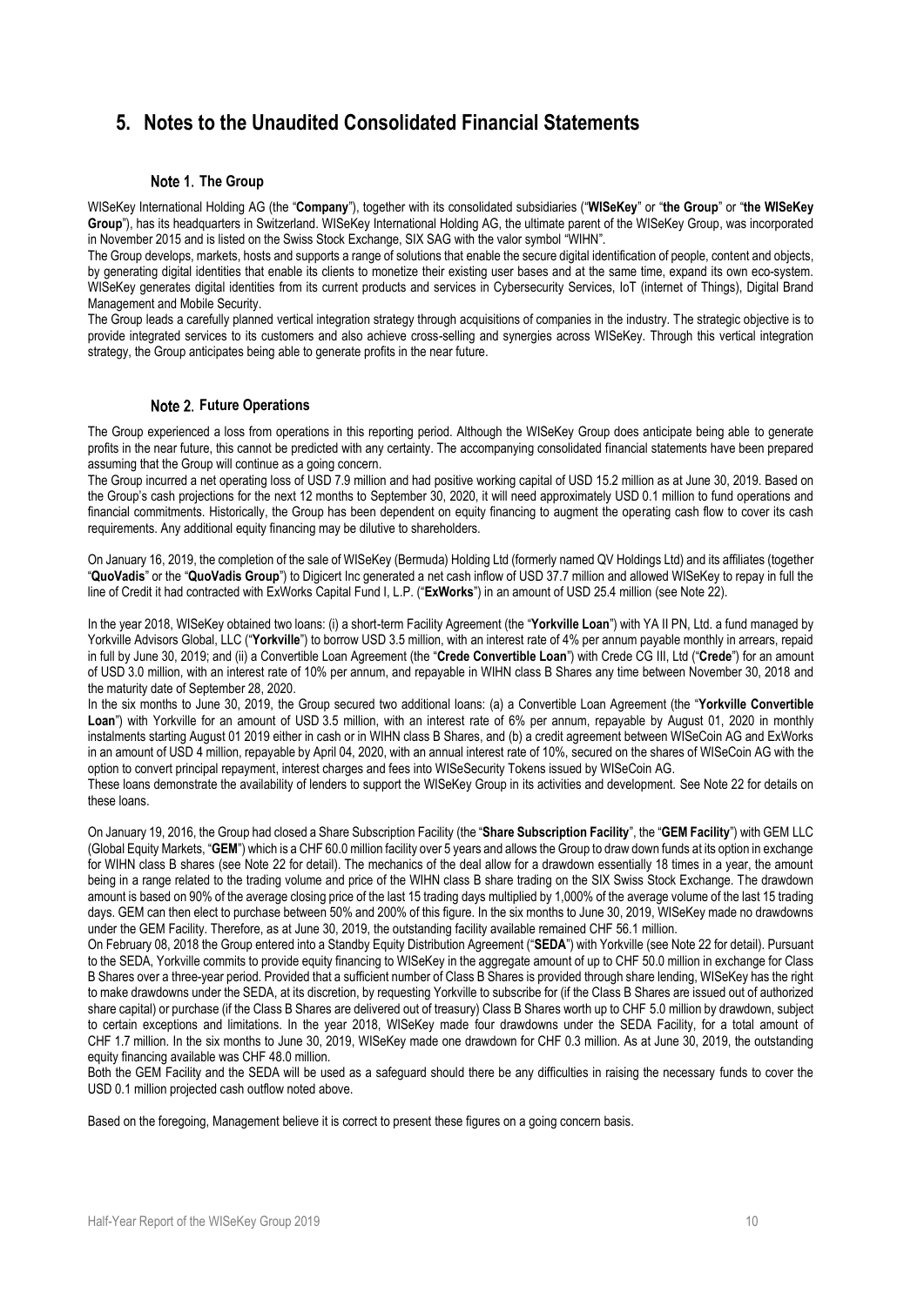# 5. Notes to the Unaudited Consolidated Financial Statements

## Note 1. The Group

WISeKey International Holding AG (the "**Company**"), together with its consolidated subsidiaries ("**WISeKey**" or "**the Group**" or "**the WISeKey Group**"), has its headquarters in Switzerland. WISeKey International Holding AG, the ultimate parent of the WISeKey Group, was incorporated in November 2015 and is listed on the Swiss Stock Exchange, SIX SAG with the valor symbol "WIHN".

The Group develops, markets, hosts and supports a range of solutions that enable the secure digital identification of people, content and objects, by generating digital identities that enable its clients to monetize their existing user bases and at the same time, expand its own eco-system. WISeKey generates digital identities from its current products and services in Cybersecurity Services, IoT (internet of Things), Digital Brand Management and Mobile Security.

The Group leads a carefully planned vertical integration strategy through acquisitions of companies in the industry. The strategic objective is to provide integrated services to its customers and also achieve cross-selling and synergies across WISeKey. Through this vertical integration strategy, the Group anticipates being able to generate profits in the near future.

## Note 2. Future Operations

The Group experienced a loss from operations in this reporting period. Although the WISeKey Group does anticipate being able to generate profits in the near future, this cannot be predicted with any certainty. The accompanying consolidated financial statements have been prepared assuming that the Group will continue as a going concern.

The Group incurred a net operating loss of USD 7.9 million and had positive working capital of USD 15.2 million as at June 30, 2019. Based on the Group's cash projections for the next 12 months to September 30, 2020, it will need approximately USD 0.1 million to fund operations and financial commitments. Historically, the Group has been dependent on equity financing to augment the operating cash flow to cover its cash requirements. Any additional equity financing may be dilutive to shareholders.

On January 16, 2019, the completion of the sale of WISeKey (Bermuda) Holding Ltd (formerly named QV Holdings Ltd) and its affiliates (together "**QuoVadis**" or the "**QuoVadis Group**") to Digicert Inc generated a net cash inflow of USD 37.7 million and allowed WISeKey to repay in full the line of Credit it had contracted with ExWorks Capital Fund I, L.P. ("**ExWorks**") in an amount of USD 25.4 million (see Note 22).

In the year 2018, WISeKey obtained two loans: (i) a short-term Facility Agreement (the "**Yorkville Loan**") with YA II PN, Ltd. a fund managed by Yorkville Advisors Global, LLC ("**Yorkville**") to borrow USD 3.5 million, with an interest rate of 4% per annum payable monthly in arrears, repaid in full by June 30, 2019; and (ii) a Convertible Loan Agreement (the "**Crede Convertible Loan**") with Crede CG III, Ltd ("**Crede**") for an amount of USD 3.0 million, with an interest rate of 10% per annum, and repayable in WIHN class B Shares any time between November 30, 2018 and the maturity date of September 28, 2020.

In the six months to June 30, 2019, the Group secured two additional loans: (a) a Convertible Loan Agreement (the "**Yorkville Convertible Loan**") with Yorkville for an amount of USD 3.5 million, with an interest rate of 6% per annum, repayable by August 01, 2020 in monthly instalments starting August 01 2019 either in cash or in WIHN class B Shares, and (b) a credit agreement between WISeCoin AG and ExWorks in an amount of USD 4 million, repayable by April 04, 2020, with an annual interest rate of 10%, secured on the shares of WISeCoin AG with the option to convert principal repayment, interest charges and fees into WISeSecurity Tokens issued by WISeCoin AG.

These loans demonstrate the availability of lenders to support the WISeKey Group in its activities and development. See Note 22 for details on these loans.

On January 19, 2016, the Group had closed a Share Subscription Facility (the "**Share Subscription Facility**", the "**GEM Facility**") with GEM LLC (Global Equity Markets, "**GEM**") which is a CHF 60.0 million facility over 5 years and allows the Group to draw down funds at its option in exchange for WIHN class B shares (see Note 22 for detail). The mechanics of the deal allow for a drawdown essentially 18 times in a year, the amount being in a range related to the trading volume and price of the WIHN class B share trading on the SIX Swiss Stock Exchange. The drawdown amount is based on 90% of the average closing price of the last 15 trading days multiplied by 1,000% of the average volume of the last 15 trading days. GEM can then elect to purchase between 50% and 200% of this figure. In the six months to June 30, 2019, WISeKey made no drawdowns under the GEM Facility. Therefore, as at June 30, 2019, the outstanding facility available remained CHF 56.1 million.

On February 08, 2018 the Group entered into a Standby Equity Distribution Agreement ("**SEDA**") with Yorkville (see Note 22 for detail). Pursuant to the SEDA, Yorkville commits to provide equity financing to WISeKey in the aggregate amount of up to CHF 50.0 million in exchange for Class B Shares over a three-year period. Provided that a sufficient number of Class B Shares is provided through share lending, WISeKey has the right to make drawdowns under the SEDA, at its discretion, by requesting Yorkville to subscribe for (if the Class B Shares are issued out of authorized share capital) or purchase (if the Class B Shares are delivered out of treasury) Class B Shares worth up to CHF 5.0 million by drawdown, subject to certain exceptions and limitations. In the year 2018, WISeKey made four drawdowns under the SEDA Facility, for a total amount of CHF 1.7 million. In the six months to June 30, 2019, WISeKey made one drawdown for CHF 0.3 million. As at June 30, 2019, the outstanding equity financing available was CHF 48.0 million.

Both the GEM Facility and the SEDA will be used as a safeguard should there be any difficulties in raising the necessary funds to cover the USD 0.1 million projected cash outflow noted above.

Based on the foregoing, Management believe it is correct to present these figures on a going concern basis.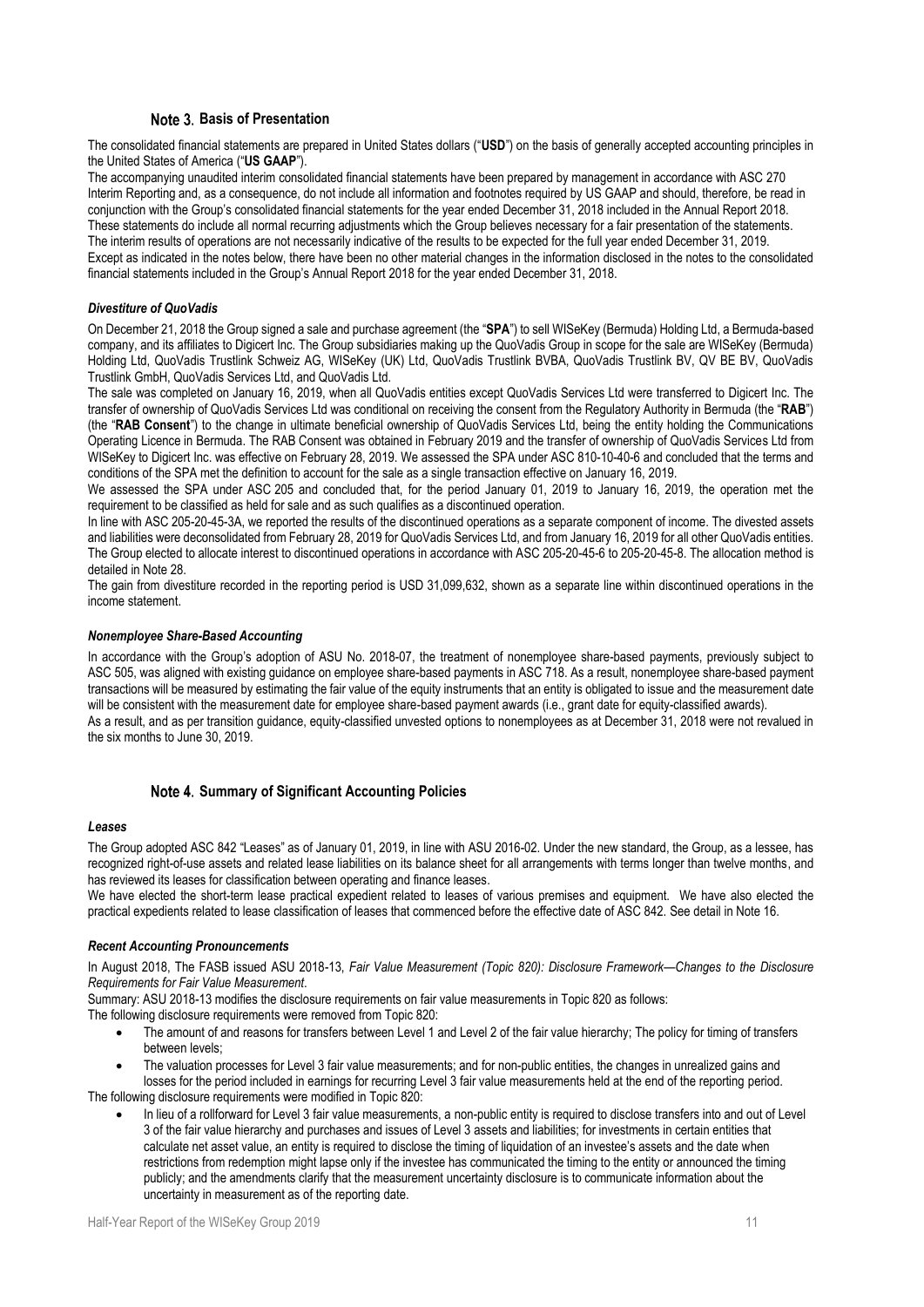## Note 3. Basis of Presentation

The consolidated financial statements are prepared in United States dollars ("**USD**") on the basis of generally accepted accounting principles in the United States of America ("**US GAAP**").

The accompanying unaudited interim consolidated financial statements have been prepared by management in accordance with ASC 270 Interim Reporting and, as a consequence, do not include all information and footnotes required by US GAAP and should, therefore, be read in conjunction with the Group's consolidated financial statements for the year ended December 31, 2018 included in the Annual Report 2018. These statements do include all normal recurring adjustments which the Group believes necessary for a fair presentation of the statements. The interim results of operations are not necessarily indicative of the results to be expected for the full year ended December 31, 2019. Except as indicated in the notes below, there have been no other material changes in the information disclosed in the notes to the consolidated financial statements included in the Group's Annual Report 2018 for the year ended December 31, 2018.

### *Divestiture of QuoVadis*

On December 21, 2018 the Group signed a sale and purchase agreement (the "**SPA**") to sell WISeKey (Bermuda) Holding Ltd, a Bermuda-based company, and its affiliates to Digicert Inc. The Group subsidiaries making up the QuoVadis Group in scope for the sale are WISeKey (Bermuda) Holding Ltd, QuoVadis Trustlink Schweiz AG, WISeKey (UK) Ltd, QuoVadis Trustlink BVBA, QuoVadis Trustlink BV, QV BE BV, QuoVadis Trustlink GmbH, QuoVadis Services Ltd, and QuoVadis Ltd.

The sale was completed on January 16, 2019, when all QuoVadis entities except QuoVadis Services Ltd were transferred to Digicert Inc. The transfer of ownership of QuoVadis Services Ltd was conditional on receiving the consent from the Regulatory Authority in Bermuda (the "**RAB**") (the "**RAB Consent**") to the change in ultimate beneficial ownership of QuoVadis Services Ltd, being the entity holding the Communications Operating Licence in Bermuda. The RAB Consent was obtained in February 2019 and the transfer of ownership of QuoVadis Services Ltd from WISeKey to Digicert Inc. was effective on February 28, 2019. We assessed the SPA under ASC 810-10-40-6 and concluded that the terms and conditions of the SPA met the definition to account for the sale as a single transaction effective on January 16, 2019.

We assessed the SPA under ASC 205 and concluded that, for the period January 01, 2019 to January 16, 2019, the operation met the requirement to be classified as held for sale and as such qualifies as a discontinued operation.

In line with ASC 205-20-45-3A, we reported the results of the discontinued operations as a separate component of income. The divested assets and liabilities were deconsolidated from February 28, 2019 for QuoVadis Services Ltd, and from January 16, 2019 for all other QuoVadis entities. The Group elected to allocate interest to discontinued operations in accordance with ASC 205-20-45-6 to 205-20-45-8. The allocation method is detailed in Note 28.

The gain from divestiture recorded in the reporting period is USD 31,099,632, shown as a separate line within discontinued operations in the income statement.

### *Nonemployee Share-Based Accounting*

In accordance with the Group's adoption of ASU No. 2018-07, the treatment of nonemployee share-based payments, previously subject to ASC 505, was aligned with existing guidance on employee share-based payments in ASC 718. As a result, nonemployee share-based payment transactions will be measured by estimating the fair value of the equity instruments that an entity is obligated to issue and the measurement date will be consistent with the measurement date for employee share-based payment awards (i.e., grant date for equity-classified awards).

As a result, and as per transition guidance, equity-classified unvested options to nonemployees as at December 31, 2018 were not revalued in the six months to June 30, 2019.

## Note 4. Summary of Significant Accounting Policies

### *Leases*

The Group adopted ASC 842 "Leases" as of January 01, 2019, in line with ASU 2016-02. Under the new standard, the Group, as a lessee, has recognized right-of-use assets and related lease liabilities on its balance sheet for all arrangements with terms longer than twelve months, and has reviewed its leases for classification between operating and finance leases.

We have elected the short-term lease practical expedient related to leases of various premises and equipment. We have also elected the practical expedients related to lease classification of leases that commenced before the effective date of ASC 842. See detail in Note 16.

### *Recent Accounting Pronouncements*

In August 2018, The FASB issued ASU 2018-13, *Fair Value Measurement (Topic 820): Disclosure Framework—Changes to the Disclosure Requirements for Fair Value Measurement.*

Summary: ASU 2018-13 modifies the disclosure requirements on fair value measurements in Topic 820 as follows:

The following disclosure requirements were removed from Topic 820:

- The amount of and reasons for transfers between Level 1 and Level 2 of the fair value hierarchy; The policy for timing of transfers between levels;
- The valuation processes for Level 3 fair value measurements; and for non-public entities, the changes in unrealized gains and losses for the period included in earnings for recurring Level 3 fair value measurements held at the end of the reporting period.

The following disclosure requirements were modified in Topic 820:

- In lieu of a rollforward for Level 3 fair value measurements, a non-public entity is required to disclose transfers into and out of Level 3 of the fair value hierarchy and purchases and issues of Level 3 assets and liabilities; for investments in certain entities that calculate net asset value, an entity is required to disclose the timing of liquidation of an investee's assets and the date when restrictions from redemption might lapse only if the investee has communicated the timing to the entity or announced the timing publicly; and the amendments clarify that the measurement uncertainty disclosure is to communicate information about the uncertainty in measurement as of the reporting date.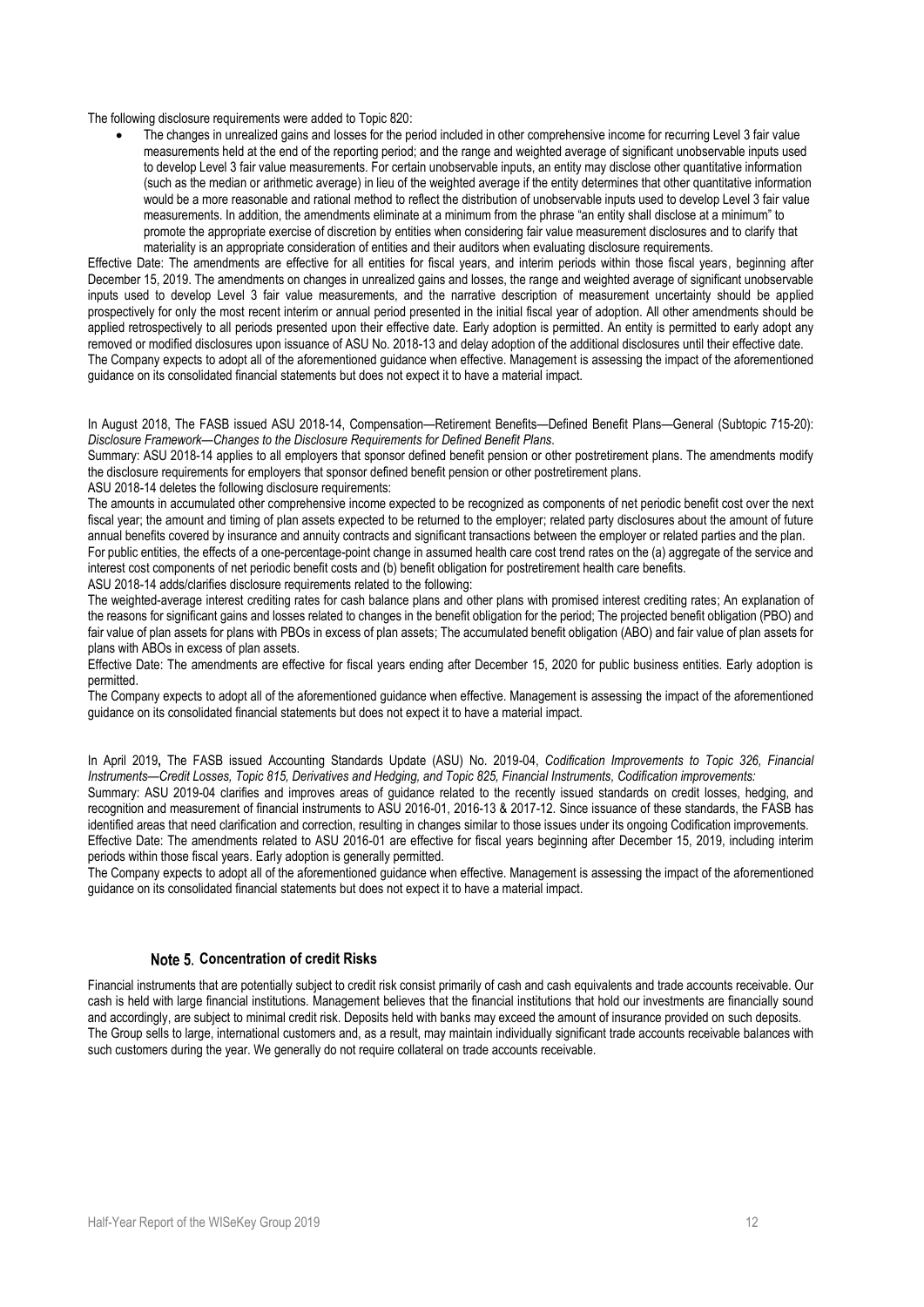The following disclosure requirements were added to Topic 820:

- The changes in unrealized gains and losses for the period included in other comprehensive income for recurring Level 3 fair value measurements held at the end of the reporting period; and the range and weighted average of significant unobservable inputs used to develop Level 3 fair value measurements. For certain unobservable inputs, an entity may disclose other quantitative information (such as the median or arithmetic average) in lieu of the weighted average if the entity determines that other quantitative information would be a more reasonable and rational method to reflect the distribution of unobservable inputs used to develop Level 3 fair value measurements. In addition, the amendments eliminate at a minimum from the phrase "an entity shall disclose at a minimum" to promote the appropriate exercise of discretion by entities when considering fair value measurement disclosures and to clarify that materiality is an appropriate consideration of entities and their auditors when evaluating disclosure requirements.

Effective Date: The amendments are effective for all entities for fiscal years, and interim periods within those fiscal years, beginning after December 15, 2019. The amendments on changes in unrealized gains and losses, the range and weighted average of significant unobservable inputs used to develop Level 3 fair value measurements, and the narrative description of measurement uncertainty should be applied prospectively for only the most recent interim or annual period presented in the initial fiscal year of adoption. All other amendments should be applied retrospectively to all periods presented upon their effective date. Early adoption is permitted. An entity is permitted to early adopt any removed or modified disclosures upon issuance of ASU No. 2018-13 and delay adoption of the additional disclosures until their effective date.

The Company expects to adopt all of the aforementioned guidance when effective. Management is assessing the impact of the aforementioned guidance on its consolidated financial statements but does not expect it to have a material impact.

In August 2018, The FASB issued ASU 2018-14, Compensation—Retirement Benefits—Defined Benefit Plans—General (Subtopic 715-20): *Disclosure Framework—Changes to the Disclosure Requirements for Defined Benefit Plans.*

Summary: ASU 2018-14 applies to all employers that sponsor defined benefit pension or other postretirement plans. The amendments modify the disclosure requirements for employers that sponsor defined benefit pension or other postretirement plans.

ASU 2018-14 deletes the following disclosure requirements:

The amounts in accumulated other comprehensive income expected to be recognized as components of net periodic benefit cost over the next fiscal year; the amount and timing of plan assets expected to be returned to the employer; related party disclosures about the amount of future annual benefits covered by insurance and annuity contracts and significant transactions between the employer or related parties and the plan.

For public entities, the effects of a one-percentage-point change in assumed health care cost trend rates on the (a) aggregate of the service and interest cost components of net periodic benefit costs and (b) benefit obligation for postretirement health care benefits.

ASU 2018-14 adds/clarifies disclosure requirements related to the following:

The weighted-average interest crediting rates for cash balance plans and other plans with promised interest crediting rates; An explanation of the reasons for significant gains and losses related to changes in the benefit obligation for the period; The projected benefit obligation (PBO) and fair value of plan assets for plans with PBOs in excess of plan assets; The accumulated benefit obligation (ABO) and fair value of plan assets for plans with ABOs in excess of plan assets.

Effective Date: The amendments are effective for fiscal years ending after December 15, 2020 for public business entities. Early adoption is permitted.

The Company expects to adopt all of the aforementioned guidance when effective. Management is assessing the impact of the aforementioned guidance on its consolidated financial statements but does not expect it to have a material impact.

In April 2019**,** The FASB issued Accounting Standards Update (ASU) No. 2019-04, *Codification Improvements to Topic 326, Financial Instruments—Credit Losses, Topic 815, Derivatives and Hedging, and Topic 825, Financial Instruments, Codification improvements:*

Summary: ASU 2019-04 clarifies and improves areas of guidance related to the recently issued standards on credit losses, hedging, and recognition and measurement of financial instruments to ASU 2016-01, 2016-13 & 2017-12. Since issuance of these standards, the FASB has identified areas that need clarification and correction, resulting in changes similar to those issues under its ongoing Codification improvements.

Effective Date: The amendments related to ASU 2016-01 are effective for fiscal years beginning after December 15, 2019, including interim periods within those fiscal years. Early adoption is generally permitted.

The Company expects to adopt all of the aforementioned guidance when effective. Management is assessing the impact of the aforementioned guidance on its consolidated financial statements but does not expect it to have a material impact.

## Note 5. Concentration of credit Risks

Financial instruments that are potentially subject to credit risk consist primarily of cash and cash equivalents and trade accounts receivable. Our cash is held with large financial institutions. Management believes that the financial institutions that hold our investments are financially sound and accordingly, are subject to minimal credit risk. Deposits held with banks may exceed the amount of insurance provided on such deposits.

The Group sells to large, international customers and, as a result, may maintain individually significant trade accounts receivable balances with such customers during the year. We generally do not require collateral on trade accounts receivable.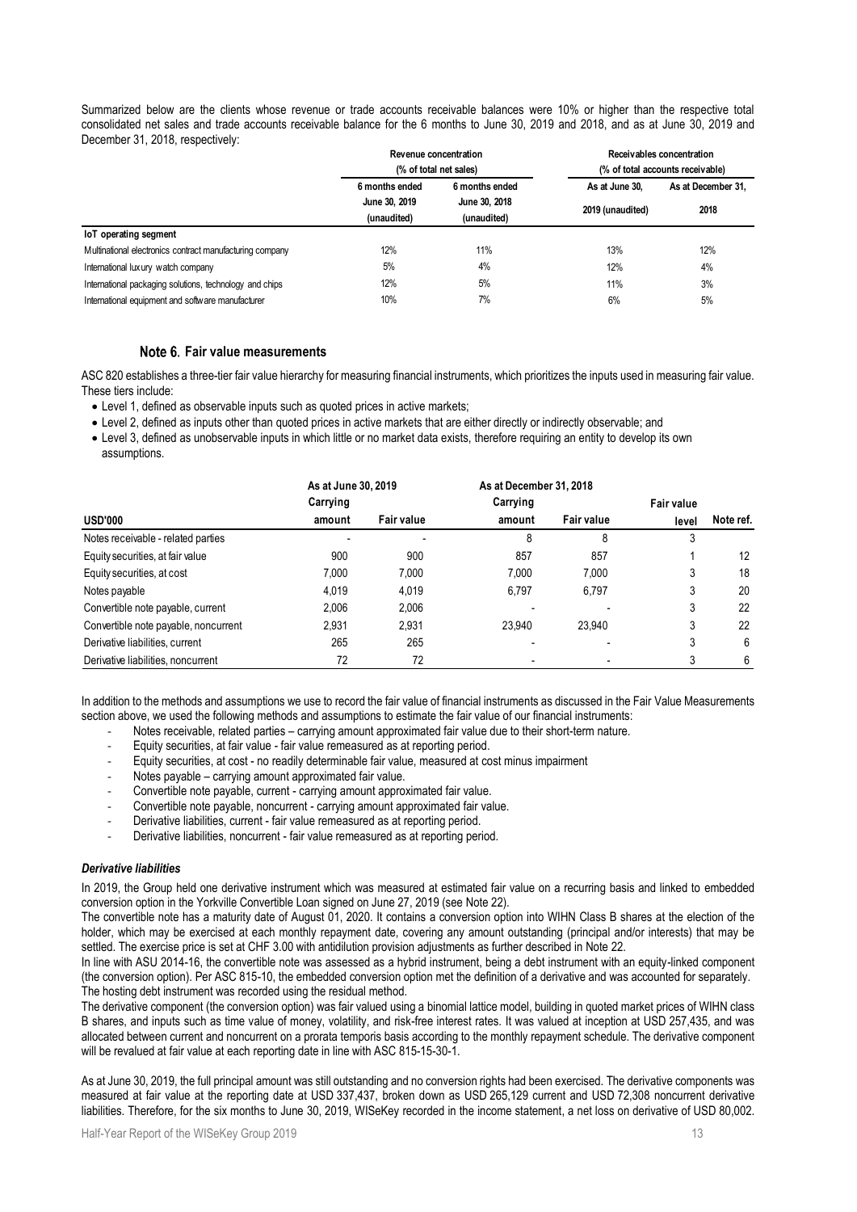Summarized below are the clients whose revenue or trade accounts receivable balances were 10% or higher than the respective total consolidated net sales and trade accounts receivable balance for the 6 months to June 30, 2019 and 2018, and as at June 30, 2019 and December 31, 2018, respectively:

| | Revenue concentration (% of total net sales) | | Receivables concentration (% of total accounts receivable) | |
|---|---|---|---|---|
| | 6 months ended June 30, 2019 (unaudited) | 6 months ended June 30, 2018 (unaudited) | As at June 30, 2019 (unaudited) | As at December 31, 2018 |
| **IoT operating segment** | | | | |
| Multinational electronics contract manufacturing company | 12% | 11% | 13% | 12% |
| International luxury watch company | 5% | 4% | 12% | 4% |
| International packaging solutions, technology and chips | 12% | 5% | 11% | 3% |
| International equipment and software manufacturer | 10% | 7% | 6% | 5% |

## Note 6. Fair value measurements

ASC 820 establishes a three-tier fair value hierarchy for measuring financial instruments, which prioritizes the inputs used in measuring fair value. These tiers include:

- Level 1, defined as observable inputs such as quoted prices in active markets;
- Level 2, defined as inputs other than quoted prices in active markets that are either directly or indirectly observable; and
- Level 3, defined as unobservable inputs in which little or no market data exists, therefore requiring an entity to develop its own assumptions.

| | As at June 30, 2019 | | As at December 31, 2018 | | | |
|---|---|---|---|---|---|---|
| **USD'000** | **Carrying amount** | **Fair value** | **Carrying amount** | **Fair value** | **Fair value level** | **Note ref.** |
| Notes receivable - related parties | - | - | 8 | 8 | 3 | |
| Equity securities, at fair value | 900 | 900 | 857 | 857 | 1 | 12 |
| Equity securities, at cost | 7,000 | 7,000 | 7,000 | 7,000 | 3 | 18 |
| Notes payable | 4,019 | 4,019 | 6,797 | 6,797 | 3 | 20 |
| Convertible note payable, current | 2,006 | 2,006 | - | - | 3 | 22 |
| Convertible note payable, noncurrent | 2,931 | 2,931 | 23,940 | 23,940 | 3 | 22 |
| Derivative liabilities, current | 265 | 265 | - | - | 3 | 6 |
| Derivative liabilities, noncurrent | 72 | 72 | - | - | 3 | 6 |

In addition to the methods and assumptions we use to record the fair value of financial instruments as discussed in the Fair Value Measurements section above, we used the following methods and assumptions to estimate the fair value of our financial instruments:

- Notes receivable, related parties – carrying amount approximated fair value due to their short-term nature.
- Equity securities, at fair value - fair value remeasured as at reporting period.
- Equity securities, at cost - no readily determinable fair value, measured at cost minus impairment
- Notes payable – carrying amount approximated fair value.
- Convertible note payable, current - carrying amount approximated fair value.
- Convertible note payable, noncurrent - carrying amount approximated fair value.
- Derivative liabilities, current - fair value remeasured as at reporting period.
- Derivative liabilities, noncurrent - fair value remeasured as at reporting period.

### *Derivative liabilities*

In 2019, the Group held one derivative instrument which was measured at estimated fair value on a recurring basis and linked to embedded conversion option in the Yorkville Convertible Loan signed on June 27, 2019 (see Note 22).

The convertible note has a maturity date of August 01, 2020. It contains a conversion option into WIHN Class B shares at the election of the holder, which may be exercised at each monthly repayment date, covering any amount outstanding (principal and/or interests) that may be settled. The exercise price is set at CHF 3.00 with antidilution provision adjustments as further described in Note 22.

In line with ASU 2014-16, the convertible note was assessed as a hybrid instrument, being a debt instrument with an equity-linked component (the conversion option). Per ASC 815-10, the embedded conversion option met the definition of a derivative and was accounted for separately. The hosting debt instrument was recorded using the residual method.

The derivative component (the conversion option) was fair valued using a binomial lattice model, building in quoted market prices of WIHN class B shares, and inputs such as time value of money, volatility, and risk-free interest rates. It was valued at inception at USD 257,435, and was allocated between current and noncurrent on a prorata temporis basis according to the monthly repayment schedule. The derivative component will be revalued at fair value at each reporting date in line with ASC 815-15-30-1.

As at June 30, 2019, the full principal amount was still outstanding and no conversion rights had been exercised. The derivative components was measured at fair value at the reporting date at USD 337,437, broken down as USD 265,129 current and USD 72,308 noncurrent derivative liabilities. Therefore, for the six months to June 30, 2019, WISeKey recorded in the income statement, a net loss on derivative of USD 80,002.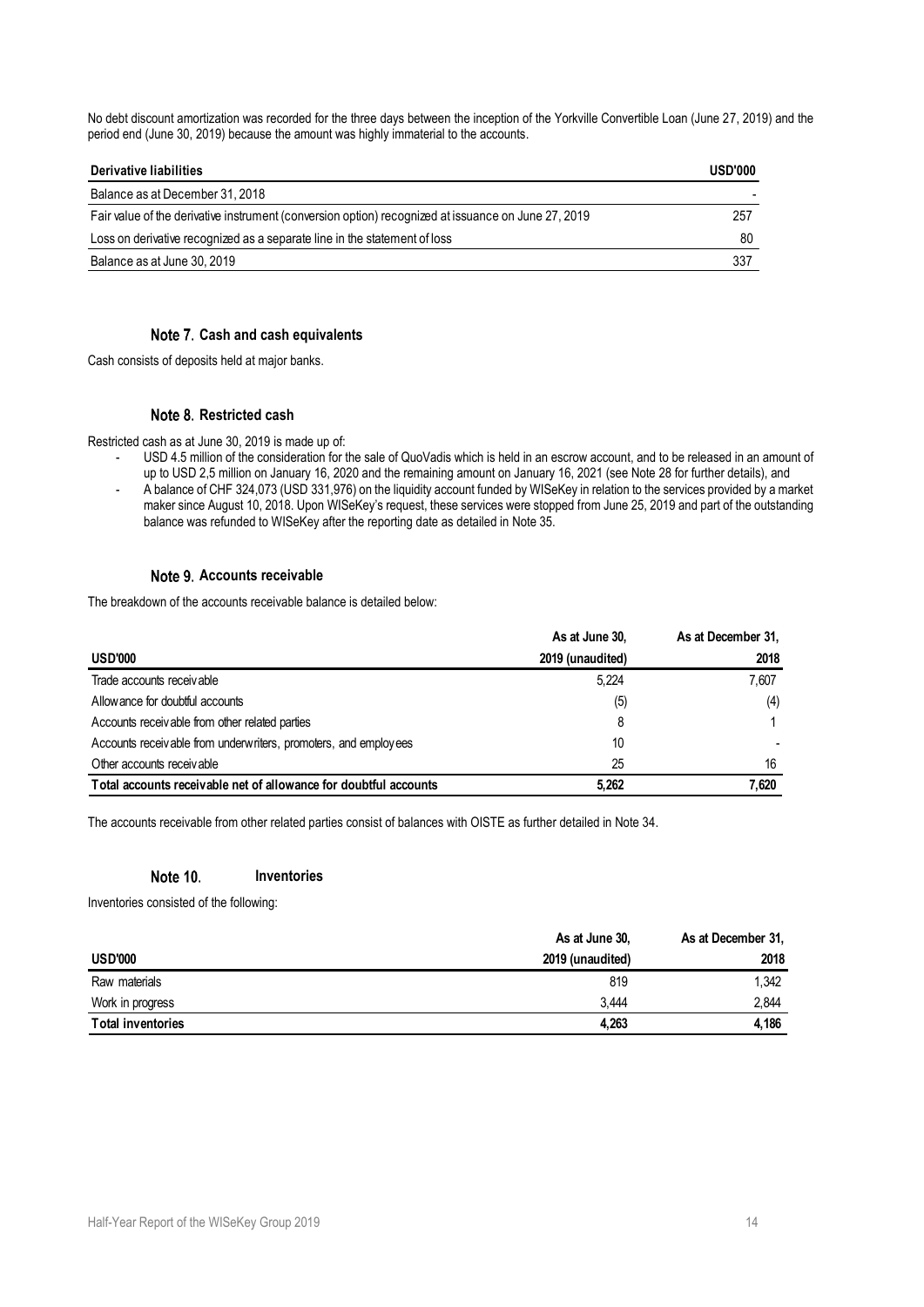No debt discount amortization was recorded for the three days between the inception of the Yorkville Convertible Loan (June 27, 2019) and the period end (June 30, 2019) because the amount was highly immaterial to the accounts.

| Derivative liabilities | USD'000 |
|---|---|
| Balance as at December 31, 2018 | - |
| Fair value of the derivative instrument (conversion option) recognized at issuance on June 27, 2019 | 257 |
| Loss on derivative recognized as a separate line in the statement of loss | 80 |
| Balance as at June 30, 2019 | 337 |

## Note 7. Cash and cash equivalents

Cash consists of deposits held at major banks.

## Note 8. Restricted cash

Restricted cash as at June 30, 2019 is made up of:

- USD 4.5 million of the consideration for the sale of QuoVadis which is held in an escrow account, and to be released in an amount of up to USD 2,5 million on January 16, 2020 and the remaining amount on January 16, 2021 (see Note 28 for further details), and
- A balance of CHF 324,073 (USD 331,976) on the liquidity account funded by WISeKey in relation to the services provided by a market maker since August 10, 2018. Upon WISeKey's request, these services were stopped from June 25, 2019 and part of the outstanding balance was refunded to WISeKey after the reporting date as detailed in Note 35.

## Note 9. Accounts receivable

The breakdown of the accounts receivable balance is detailed below:

| USD'000 | As at June 30, 2019 (unaudited) | As at December 31, 2018 |
|---|---|---|
| Trade accounts receivable | 5,224 | 7,607 |
| Allowance for doubtful accounts | (5) | (4) |
| Accounts receivable from other related parties | 8 | 1 |
| Accounts receivable from underwriters, promoters, and employees | 10 | - |
| Other accounts receivable | 25 | 16 |
| **Total accounts receivable net of allowance for doubtful accounts** | **5,262** | **7,620** |

The accounts receivable from other related parties consist of balances with OISTE as further detailed in Note 34.

## Note 10. Inventories

Inventories consisted of the following:

| USD'000 | As at June 30, 2019 (unaudited) | As at December 31, 2018 |
|---|---|---|
| Raw materials | 819 | 1,342 |
| Work in progress | 3,444 | 2,844 |
| **Total inventories** | **4,263** | **4,186** |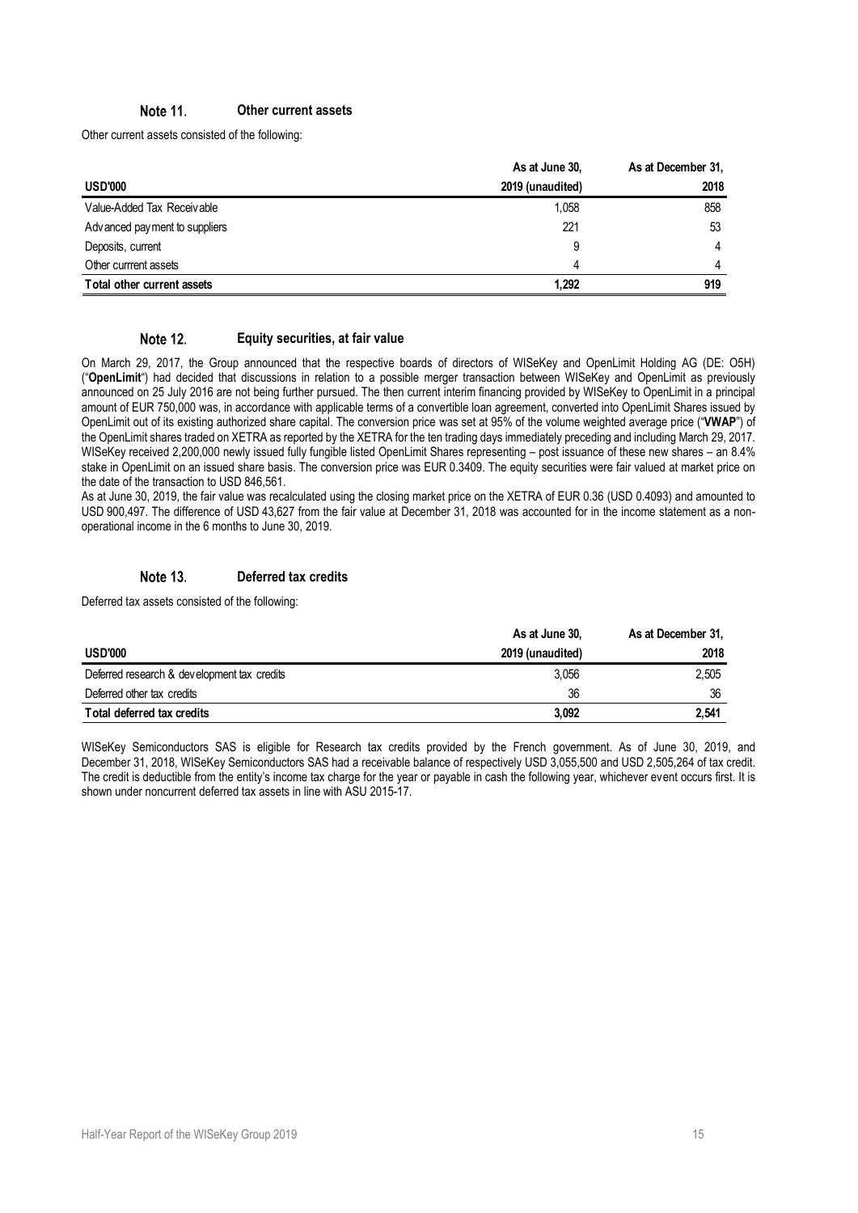## Note 11. Other current assets

Other current assets consisted of the following:

| USD'000 | As at June 30, 2019 (unaudited) | As at December 31, 2018 |
|---|---|---|
| Value-Added Tax Receivable | 1,058 | 858 |
| Advanced payment to suppliers | 221 | 53 |
| Deposits, current | 9 | 4 |
| Other currrent assets | 4 | 4 |
| **Total other current assets** | **1,292** | **919** |

## Note 12. Equity securities, at fair value

On March 29, 2017, the Group announced that the respective boards of directors of WISeKey and OpenLimit Holding AG (DE: O5H) ("**OpenLimit**") had decided that discussions in relation to a possible merger transaction between WISeKey and OpenLimit as previously announced on 25 July 2016 are not being further pursued. The then current interim financing provided by WISeKey to OpenLimit in a principal amount of EUR 750,000 was, in accordance with applicable terms of a convertible loan agreement, converted into OpenLimit Shares issued by OpenLimit out of its existing authorized share capital. The conversion price was set at 95% of the volume weighted average price ("**VWAP**") of the OpenLimit shares traded on XETRA as reported by the XETRA for the ten trading days immediately preceding and including March 29, 2017. WISeKey received 2,200,000 newly issued fully fungible listed OpenLimit Shares representing – post issuance of these new shares – an 8.4% stake in OpenLimit on an issued share basis. The conversion price was EUR 0.3409. The equity securities were fair valued at market price on the date of the transaction to USD 846,561.

As at June 30, 2019, the fair value was recalculated using the closing market price on the XETRA of EUR 0.36 (USD 0.4093) and amounted to USD 900,497. The difference of USD 43,627 from the fair value at December 31, 2018 was accounted for in the income statement as a non-operational income in the 6 months to June 30, 2019.

## Note 13. Deferred tax credits

Deferred tax assets consisted of the following:

| USD'000 | As at June 30, 2019 (unaudited) | As at December 31, 2018 |
|---|---|---|
| Deferred research & development tax credits | 3,056 | 2,505 |
| Deferred other tax credits | 36 | 36 |
| **Total deferred tax credits** | **3,092** | **2,541** |

WISeKey Semiconductors SAS is eligible for Research tax credits provided by the French government. As of June 30, 2019, and December 31, 2018, WISeKey Semiconductors SAS had a receivable balance of respectively USD 3,055,500 and USD 2,505,264 of tax credit. The credit is deductible from the entity's income tax charge for the year or payable in cash the following year, whichever event occurs first. It is shown under noncurrent deferred tax assets in line with ASU 2015-17.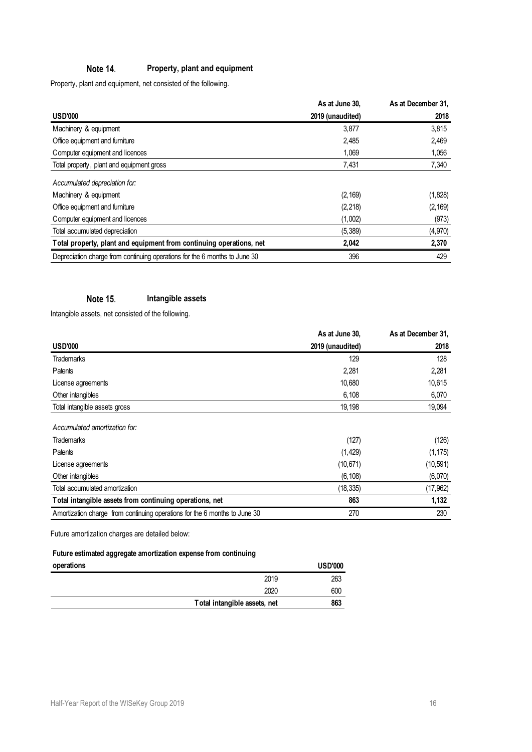## Note 14. Property, plant and equipment

Property, plant and equipment, net consisted of the following.

| USD'000 | As at June 30, 2019 (unaudited) | As at December 31, 2018 |
|---|---|---|
| Machinery & equipment | 3,877 | 3,815 |
| Office equipment and furniture | 2,485 | 2,469 |
| Computer equipment and licences | 1,069 | 1,056 |
| Total property, plant and equipment gross | 7,431 | 7,340 |
| *Accumulated depreciation for:* | | |
| Machinery & equipment | (2,169) | (1,828) |
| Office equipment and furniture | (2,218) | (2,169) |
| Computer equipment and licences | (1,002) | (973) |
| Total accumulated depreciation | (5,389) | (4,970) |
| **Total property, plant and equipment from continuing operations, net** | **2,042** | **2,370** |
| Depreciation charge from continuing operations for the 6 months to June 30 | 396 | 429 |

## Note 15. Intangible assets

Intangible assets, net consisted of the following.

| USD'000 | As at June 30, 2019 (unaudited) | As at December 31, 2018 |
|---|---|---|
| Trademarks | 129 | 128 |
| Patents | 2,281 | 2,281 |
| License agreements | 10,680 | 10,615 |
| Other intangibles | 6,108 | 6,070 |
| Total intangible assets gross | 19,198 | 19,094 |
| *Accumulated amortization for:* | | |
| Trademarks | (127) | (126) |
| Patents | (1,429) | (1,175) |
| License agreements | (10,671) | (10,591) |
| Other intangibles | (6,108) | (6,070) |
| Total accumulated amortization | (18,335) | (17,962) |
| **Total intangible assets from continuing operations, net** | **863** | **1,132** |
| Amortization charge from continuing operations for the 6 months to June 30 | 270 | 230 |

Future amortization charges are detailed below:

| Future estimated aggregate amortization expense from continuing operations | USD'000 |
|---|---|
| 2019 | 263 |
| 2020 | 600 |
| Total intangible assets, net | 863 |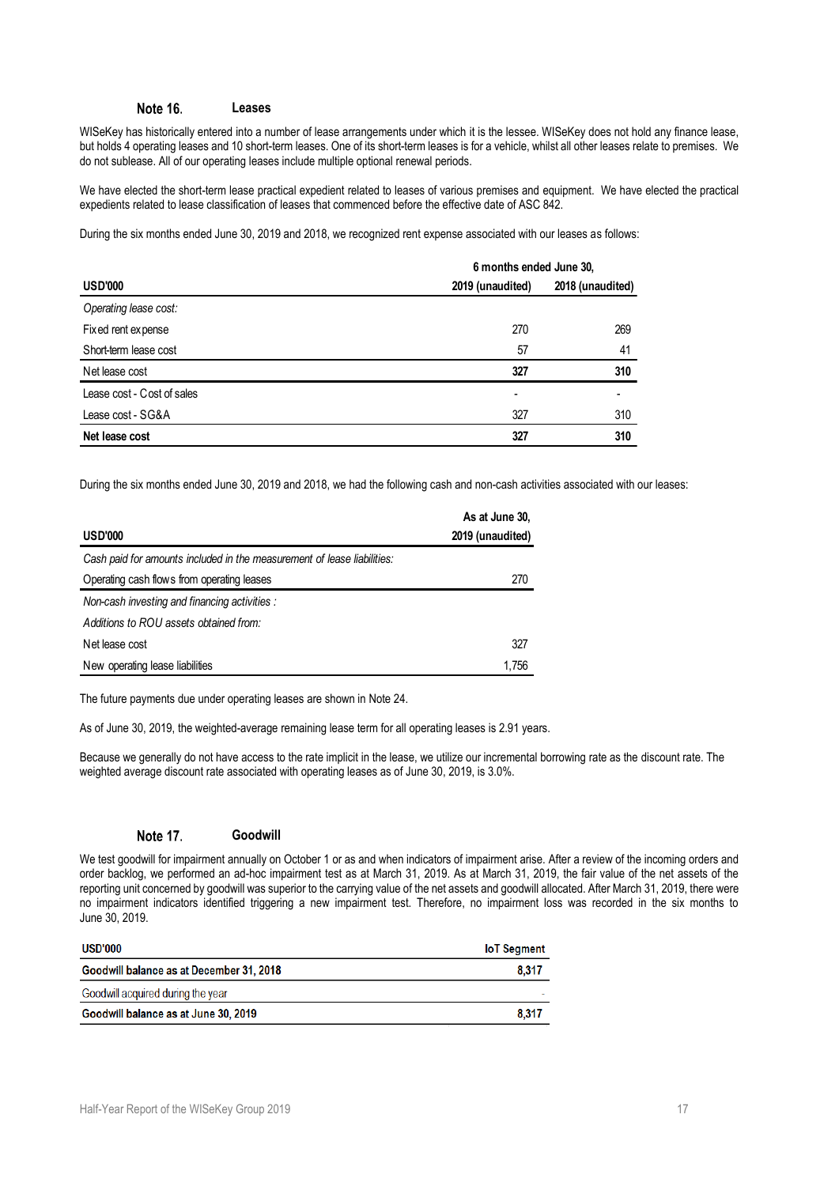## Note 16. Leases

WISeKey has historically entered into a number of lease arrangements under which it is the lessee. WISeKey does not hold any finance lease, but holds 4 operating leases and 10 short-term leases. One of its short-term leases is for a vehicle, whilst all other leases relate to premises. We do not sublease. All of our operating leases include multiple optional renewal periods.

We have elected the short-term lease practical expedient related to leases of various premises and equipment. We have elected the practical expedients related to lease classification of leases that commenced before the effective date of ASC 842.

During the six months ended June 30, 2019 and 2018, we recognized rent expense associated with our leases as follows:

| | 6 months ended June 30, | |
|---|---|---|
| **USD'000** | **2019 (unaudited)** | **2018 (unaudited)** |
| *Operating lease cost:* | | |
| Fixed rent expense | 270 | 269 |
| Short-term lease cost | 57 | 41 |
| Net lease cost | **327** | **310** |
| Lease cost - Cost of sales | - | - |
| Lease cost - SG&A | 327 | 310 |
| **Net lease cost** | **327** | **310** |

During the six months ended June 30, 2019 and 2018, we had the following cash and non-cash activities associated with our leases:

| **USD'000** | **As at June 30, 2019 (unaudited)** |
|---|---|
| *Cash paid for amounts included in the measurement of lease liabilities:* | |
| Operating cash flows from operating leases | 270 |
| *Non-cash investing and financing activities :* | |
| *Additions to ROU assets obtained from:* | |
| Net lease cost | 327 |
| New operating lease liabilities | 1,756 |

The future payments due under operating leases are shown in Note 24.

As of June 30, 2019, the weighted-average remaining lease term for all operating leases is 2.91 years.

Because we generally do not have access to the rate implicit in the lease, we utilize our incremental borrowing rate as the discount rate. The weighted average discount rate associated with operating leases as of June 30, 2019, is 3.0%.

## Note 17. Goodwill

We test goodwill for impairment annually on October 1 or as and when indicators of impairment arise. After a review of the incoming orders and order backlog, we performed an ad-hoc impairment test as at March 31, 2019. As at March 31, 2019, the fair value of the net assets of the reporting unit concerned by goodwill was superior to the carrying value of the net assets and goodwill allocated. After March 31, 2019, there were no impairment indicators identified triggering a new impairment test. Therefore, no impairment loss was recorded in the six months to June 30, 2019.

| **USD'000** | **IoT Segment** |
|---|---|
| **Goodwill balance as at December 31, 2018** | **8,317** |
| Goodwill acquired during the year | - |
| **Goodwill balance as at June 30, 2019** | **8,317** |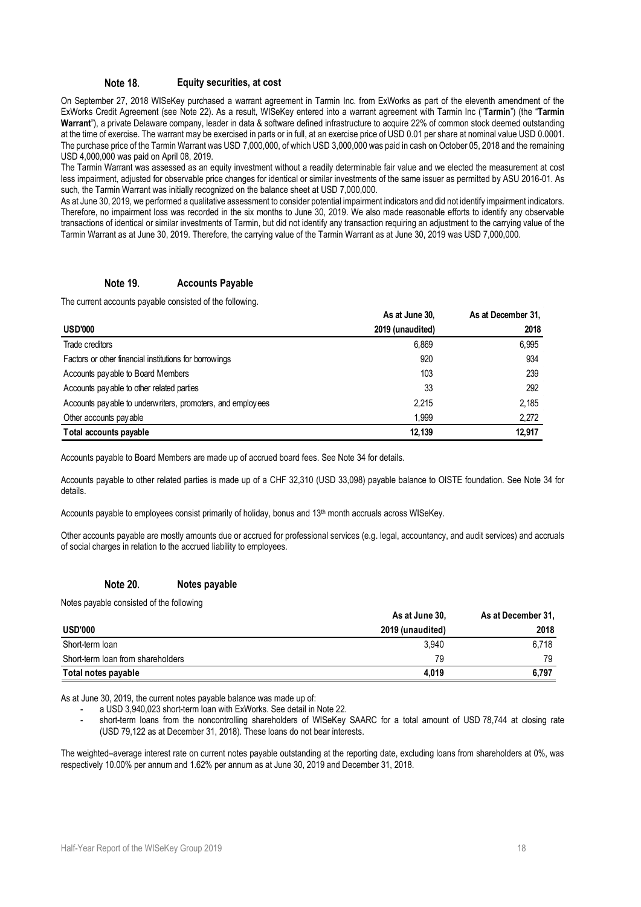## Note 18. Equity securities, at cost

On September 27, 2018 WISeKey purchased a warrant agreement in Tarmin Inc. from ExWorks as part of the eleventh amendment of the ExWorks Credit Agreement (see Note 22). As a result, WISeKey entered into a warrant agreement with Tarmin Inc ("**Tarmin**") (the "**Tarmin Warrant**"), a private Delaware company, leader in data & software defined infrastructure to acquire 22% of common stock deemed outstanding at the time of exercise. The warrant may be exercised in parts or in full, at an exercise price of USD 0.01 per share at nominal value USD 0.0001. The purchase price of the Tarmin Warrant was USD 7,000,000, of which USD 3,000,000 was paid in cash on October 05, 2018 and the remaining USD 4,000,000 was paid on April 08, 2019.

The Tarmin Warrant was assessed as an equity investment without a readily determinable fair value and we elected the measurement at cost less impairment, adjusted for observable price changes for identical or similar investments of the same issuer as permitted by ASU 2016-01. As such, the Tarmin Warrant was initially recognized on the balance sheet at USD 7,000,000.

As at June 30, 2019, we performed a qualitative assessment to consider potential impairment indicators and did not identify impairment indicators. Therefore, no impairment loss was recorded in the six months to June 30, 2019. We also made reasonable efforts to identify any observable transactions of identical or similar investments of Tarmin, but did not identify any transaction requiring an adjustment to the carrying value of the Tarmin Warrant as at June 30, 2019. Therefore, the carrying value of the Tarmin Warrant as at June 30, 2019 was USD 7,000,000.

## Note 19. Accounts Payable

The current accounts payable consisted of the following.

| USD'000 | As at June 30, 2019 (unaudited) | As at December 31, 2018 |
|---|---|---|
| Trade creditors | 6,869 | 6,995 |
| Factors or other financial institutions for borrowings | 920 | 934 |
| Accounts payable to Board Members | 103 | 239 |
| Accounts payable to other related parties | 33 | 292 |
| Accounts payable to underwriters, promoters, and employees | 2,215 | 2,185 |
| Other accounts payable | 1,999 | 2,272 |
| **Total accounts payable** | **12,139** | **12,917** |

Accounts payable to Board Members are made up of accrued board fees. See Note 34 for details.

Accounts payable to other related parties is made up of a CHF 32,310 (USD 33,098) payable balance to OISTE foundation. See Note 34 for details.

Accounts payable to employees consist primarily of holiday, bonus and 13th month accruals across WISeKey.

Other accounts payable are mostly amounts due or accrued for professional services (e.g. legal, accountancy, and audit services) and accruals of social charges in relation to the accrued liability to employees.

## Note 20. Notes payable

Notes payable consisted of the following

| USD'000 | As at June 30, 2019 (unaudited) | As at December 31, 2018 |
|---|---|---|
| Short-term loan | 3,940 | 6,718 |
| Short-term loan from shareholders | 79 | 79 |
| **Total notes payable** | **4,019** | **6,797** |

As at June 30, 2019, the current notes payable balance was made up of:

- a USD 3,940,023 short-term loan with ExWorks. See detail in Note 22.
- short-term loans from the noncontrolling shareholders of WISeKey SAARC for a total amount of USD 78,744 at closing rate (USD 79,122 as at December 31, 2018). These loans do not bear interests.

The weighted–average interest rate on current notes payable outstanding at the reporting date, excluding loans from shareholders at 0%, was respectively 10.00% per annum and 1.62% per annum as at June 30, 2019 and December 31, 2018.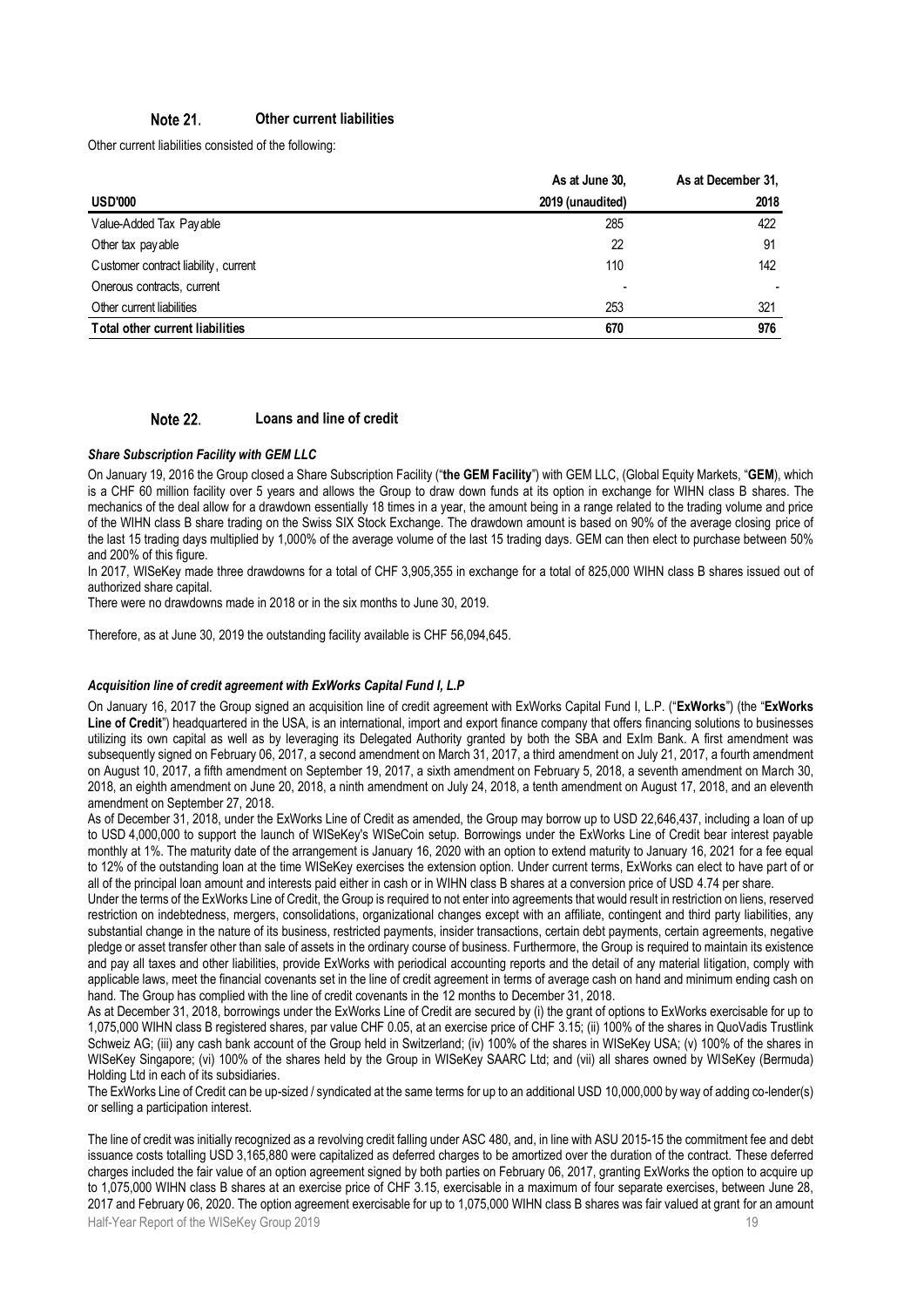## Note 21. Other current liabilities

Other current liabilities consisted of the following:

| USD'000 | As at June 30, 2019 (unaudited) | As at December 31, 2018 |
|---|---|---|
| Value-Added Tax Payable | 285 | 422 |
| Other tax payable | 22 | 91 |
| Customer contract liability, current | 110 | 142 |
| Onerous contracts, current | - | - |
| Other current liabilities | 253 | 321 |
| **Total other current liabilities** | **670** | **976** |

## Note 22. Loans and line of credit

***Share Subscription Facility with GEM LLC***

On January 19, 2016 the Group closed a Share Subscription Facility ("**the GEM Facility**") with GEM LLC, (Global Equity Markets, "**GEM**), which is a CHF 60 million facility over 5 years and allows the Group to draw down funds at its option in exchange for WIHN class B shares. The mechanics of the deal allow for a drawdown essentially 18 times in a year, the amount being in a range related to the trading volume and price of the WIHN class B share trading on the Swiss SIX Stock Exchange. The drawdown amount is based on 90% of the average closing price of the last 15 trading days multiplied by 1,000% of the average volume of the last 15 trading days. GEM can then elect to purchase between 50% and 200% of this figure.

In 2017, WISeKey made three drawdowns for a total of CHF 3,905,355 in exchange for a total of 825,000 WIHN class B shares issued out of authorized share capital.

There were no drawdowns made in 2018 or in the six months to June 30, 2019.

Therefore, as at June 30, 2019 the outstanding facility available is CHF 56,094,645.

***Acquisition line of credit agreement with ExWorks Capital Fund I, L.P***

On January 16, 2017 the Group signed an acquisition line of credit agreement with ExWorks Capital Fund I, L.P. ("**ExWorks**") (the "**ExWorks Line of Credit**") headquartered in the USA, is an international, import and export finance company that offers financing solutions to businesses utilizing its own capital as well as by leveraging its Delegated Authority granted by both the SBA and ExIm Bank. A first amendment was subsequently signed on February 06, 2017, a second amendment on March 31, 2017, a third amendment on July 21, 2017, a fourth amendment on August 10, 2017, a fifth amendment on September 19, 2017, a sixth amendment on February 5, 2018, a seventh amendment on March 30, 2018, an eighth amendment on June 20, 2018, a ninth amendment on July 24, 2018, a tenth amendment on August 17, 2018, and an eleventh amendment on September 27, 2018.

As of December 31, 2018, under the ExWorks Line of Credit as amended, the Group may borrow up to USD 22,646,437, including a loan of up to USD 4,000,000 to support the launch of WISeKey's WISeCoin setup. Borrowings under the ExWorks Line of Credit bear interest payable monthly at 1%. The maturity date of the arrangement is January 16, 2020 with an option to extend maturity to January 16, 2021 for a fee equal to 12% of the outstanding loan at the time WISeKey exercises the extension option. Under current terms, ExWorks can elect to have part of or all of the principal loan amount and interests paid either in cash or in WIHN class B shares at a conversion price of USD 4.74 per share.

Under the terms of the ExWorks Line of Credit, the Group is required to not enter into agreements that would result in restriction on liens, reserved restriction on indebtedness, mergers, consolidations, organizational changes except with an affiliate, contingent and third party liabilities, any substantial change in the nature of its business, restricted payments, insider transactions, certain debt payments, certain agreements, negative pledge or asset transfer other than sale of assets in the ordinary course of business. Furthermore, the Group is required to maintain its existence and pay all taxes and other liabilities, provide ExWorks with periodical accounting reports and the detail of any material litigation, comply with applicable laws, meet the financial covenants set in the line of credit agreement in terms of average cash on hand and minimum ending cash on hand. The Group has complied with the line of credit covenants in the 12 months to December 31, 2018.

As at December 31, 2018, borrowings under the ExWorks Line of Credit are secured by (i) the grant of options to ExWorks exercisable for up to 1,075,000 WIHN class B registered shares, par value CHF 0.05, at an exercise price of CHF 3.15; (ii) 100% of the shares in QuoVadis Trustlink Schweiz AG; (iii) any cash bank account of the Group held in Switzerland; (iv) 100% of the shares in WISeKey USA; (v) 100% of the shares in WISeKey Singapore; (vi) 100% of the shares held by the Group in WISeKey SAARC Ltd; and (vii) all shares owned by WISeKey (Bermuda) Holding Ltd in each of its subsidiaries.

The ExWorks Line of Credit can be up-sized / syndicated at the same terms for up to an additional USD 10,000,000 by way of adding co-lender(s) or selling a participation interest.

The line of credit was initially recognized as a revolving credit falling under ASC 480, and, in line with ASU 2015-15 the commitment fee and debt issuance costs totalling USD 3,165,880 were capitalized as deferred charges to be amortized over the duration of the contract. These deferred charges included the fair value of an option agreement signed by both parties on February 06, 2017, granting ExWorks the option to acquire up to 1,075,000 WIHN class B shares at an exercise price of CHF 3.15, exercisable in a maximum of four separate exercises, between June 28, 2017 and February 06, 2020. The option agreement exercisable for up to 1,075,000 WIHN class B shares was fair valued at grant for an amount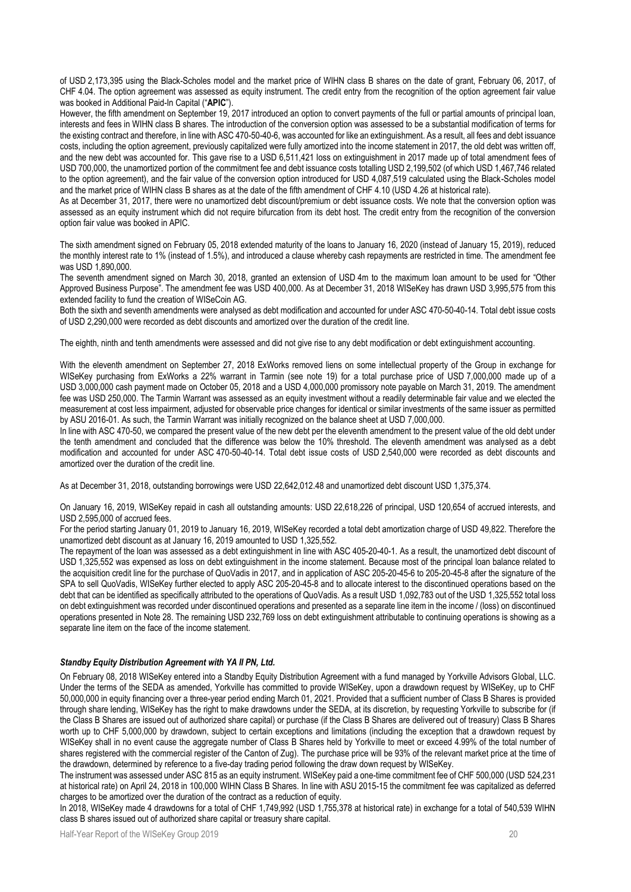of USD 2,173,395 using the Black-Scholes model and the market price of WIHN class B shares on the date of grant, February 06, 2017, of CHF 4.04. The option agreement was assessed as equity instrument. The credit entry from the recognition of the option agreement fair value was booked in Additional Paid-In Capital ("**APIC**").

However, the fifth amendment on September 19, 2017 introduced an option to convert payments of the full or partial amounts of principal loan, interests and fees in WIHN class B shares. The introduction of the conversion option was assessed to be a substantial modification of terms for the existing contract and therefore, in line with ASC 470-50-40-6, was accounted for like an extinguishment. As a result, all fees and debt issuance costs, including the option agreement, previously capitalized were fully amortized into the income statement in 2017, the old debt was written off, and the new debt was accounted for. This gave rise to a USD 6,511,421 loss on extinguishment in 2017 made up of total amendment fees of USD 700,000, the unamortized portion of the commitment fee and debt issuance costs totalling USD 2,199,502 (of which USD 1,467,746 related to the option agreement), and the fair value of the conversion option introduced for USD 4,087,519 calculated using the Black-Scholes model and the market price of WIHN class B shares as at the date of the fifth amendment of CHF 4.10 (USD 4.26 at historical rate).

As at December 31, 2017, there were no unamortized debt discount/premium or debt issuance costs. We note that the conversion option was assessed as an equity instrument which did not require bifurcation from its debt host. The credit entry from the recognition of the conversion option fair value was booked in APIC.

The sixth amendment signed on February 05, 2018 extended maturity of the loans to January 16, 2020 (instead of January 15, 2019), reduced the monthly interest rate to 1% (instead of 1.5%), and introduced a clause whereby cash repayments are restricted in time. The amendment fee was USD 1,890,000.

The seventh amendment signed on March 30, 2018, granted an extension of USD 4m to the maximum loan amount to be used for "Other Approved Business Purpose". The amendment fee was USD 400,000. As at December 31, 2018 WISeKey has drawn USD 3,995,575 from this extended facility to fund the creation of WISeCoin AG.

Both the sixth and seventh amendments were analysed as debt modification and accounted for under ASC 470-50-40-14. Total debt issue costs of USD 2,290,000 were recorded as debt discounts and amortized over the duration of the credit line.

The eighth, ninth and tenth amendments were assessed and did not give rise to any debt modification or debt extinguishment accounting.

With the eleventh amendment on September 27, 2018 ExWorks removed liens on some intellectual property of the Group in exchange for WISeKey purchasing from ExWorks a 22% warrant in Tarmin (see note 19) for a total purchase price of USD 7,000,000 made up of a USD 3,000,000 cash payment made on October 05, 2018 and a USD 4,000,000 promissory note payable on March 31, 2019. The amendment fee was USD 250,000. The Tarmin Warrant was assessed as an equity investment without a readily determinable fair value and we elected the measurement at cost less impairment, adjusted for observable price changes for identical or similar investments of the same issuer as permitted by ASU 2016-01. As such, the Tarmin Warrant was initially recognized on the balance sheet at USD 7,000,000.

In line with ASC 470-50, we compared the present value of the new debt per the eleventh amendment to the present value of the old debt under the tenth amendment and concluded that the difference was below the 10% threshold. The eleventh amendment was analysed as a debt modification and accounted for under ASC 470-50-40-14. Total debt issue costs of USD 2,540,000 were recorded as debt discounts and amortized over the duration of the credit line.

As at December 31, 2018, outstanding borrowings were USD 22,642,012.48 and unamortized debt discount USD 1,375,374.

On January 16, 2019, WISeKey repaid in cash all outstanding amounts: USD 22,618,226 of principal, USD 120,654 of accrued interests, and USD 2,595,000 of accrued fees.

For the period starting January 01, 2019 to January 16, 2019, WISeKey recorded a total debt amortization charge of USD 49,822. Therefore the unamortized debt discount as at January 16, 2019 amounted to USD 1,325,552.

The repayment of the loan was assessed as a debt extinguishment in line with ASC 405-20-40-1. As a result, the unamortized debt discount of USD 1,325,552 was expensed as loss on debt extinguishment in the income statement. Because most of the principal loan balance related to the acquisition credit line for the purchase of QuoVadis in 2017, and in application of ASC 205-20-45-6 to 205-20-45-8 after the signature of the SPA to sell QuoVadis, WISeKey further elected to apply ASC 205-20-45-8 and to allocate interest to the discontinued operations based on the debt that can be identified as specifically attributed to the operations of QuoVadis. As a result USD 1,092,783 out of the USD 1,325,552 total loss on debt extinguishment was recorded under discontinued operations and presented as a separate line item in the income / (loss) on discontinued operations presented in Note 28. The remaining USD 232,769 loss on debt extinguishment attributable to continuing operations is showing as a separate line item on the face of the income statement.

### *Standby Equity Distribution Agreement with YA II PN, Ltd.*

On February 08, 2018 WISeKey entered into a Standby Equity Distribution Agreement with a fund managed by Yorkville Advisors Global, LLC. Under the terms of the SEDA as amended, Yorkville has committed to provide WISeKey, upon a drawdown request by WISeKey, up to CHF 50,000,000 in equity financing over a three-year period ending March 01, 2021. Provided that a sufficient number of Class B Shares is provided through share lending, WISeKey has the right to make drawdowns under the SEDA, at its discretion, by requesting Yorkville to subscribe for (if the Class B Shares are issued out of authorized share capital) or purchase (if the Class B Shares are delivered out of treasury) Class B Shares worth up to CHF 5,000,000 by drawdown, subject to certain exceptions and limitations (including the exception that a drawdown request by WISeKey shall in no event cause the aggregate number of Class B Shares held by Yorkville to meet or exceed 4.99% of the total number of shares registered with the commercial register of the Canton of Zug). The purchase price will be 93% of the relevant market price at the time of the drawdown, determined by reference to a five-day trading period following the draw down request by WISeKey.

The instrument was assessed under ASC 815 as an equity instrument. WISeKey paid a one-time commitment fee of CHF 500,000 (USD 524,231 at historical rate) on April 24, 2018 in 100,000 WIHN Class B Shares. In line with ASU 2015-15 the commitment fee was capitalized as deferred charges to be amortized over the duration of the contract as a reduction of equity.

In 2018, WISeKey made 4 drawdowns for a total of CHF 1,749,992 (USD 1,755,378 at historical rate) in exchange for a total of 540,539 WIHN class B shares issued out of authorized share capital or treasury share capital.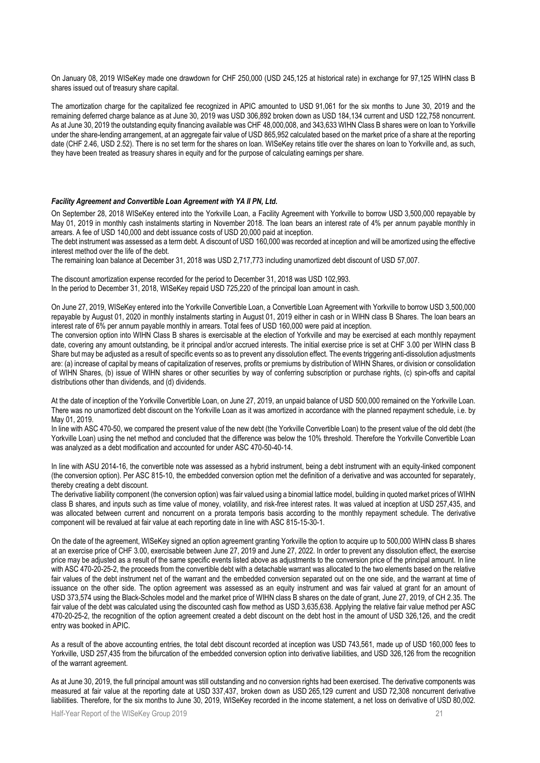On January 08, 2019 WISeKey made one drawdown for CHF 250,000 (USD 245,125 at historical rate) in exchange for 97,125 WIHN class B shares issued out of treasury share capital.

The amortization charge for the capitalized fee recognized in APIC amounted to USD 91,061 for the six months to June 30, 2019 and the remaining deferred charge balance as at June 30, 2019 was USD 306,892 broken down as USD 184,134 current and USD 122,758 noncurrent. As at June 30, 2019 the outstanding equity financing available was CHF 48,000,008, and 343,633 WIHN Class B shares were on loan to Yorkville under the share-lending arrangement, at an aggregate fair value of USD 865,952 calculated based on the market price of a share at the reporting date (CHF 2.46, USD 2.52). There is no set term for the shares on loan. WISeKey retains title over the shares on loan to Yorkville and, as such, they have been treated as treasury shares in equity and for the purpose of calculating earnings per share.

***Facility Agreement and Convertible Loan Agreement with YA II PN, Ltd.***

On September 28, 2018 WISeKey entered into the Yorkville Loan, a Facility Agreement with Yorkville to borrow USD 3,500,000 repayable by May 01, 2019 in monthly cash instalments starting in November 2018. The loan bears an interest rate of 4% per annum payable monthly in arrears. A fee of USD 140,000 and debt issuance costs of USD 20,000 paid at inception.

The debt instrument was assessed as a term debt. A discount of USD 160,000 was recorded at inception and will be amortized using the effective interest method over the life of the debt.

The remaining loan balance at December 31, 2018 was USD 2,717,773 including unamortized debt discount of USD 57,007.

The discount amortization expense recorded for the period to December 31, 2018 was USD 102,993.

In the period to December 31, 2018, WISeKey repaid USD 725,220 of the principal loan amount in cash.

On June 27, 2019, WISeKey entered into the Yorkville Convertible Loan, a Convertible Loan Agreement with Yorkville to borrow USD 3,500,000 repayable by August 01, 2020 in monthly instalments starting in August 01, 2019 either in cash or in WIHN class B Shares. The loan bears an interest rate of 6% per annum payable monthly in arrears. Total fees of USD 160,000 were paid at inception.

The conversion option into WIHN Class B shares is exercisable at the election of Yorkville and may be exercised at each monthly repayment date, covering any amount outstanding, be it principal and/or accrued interests. The initial exercise price is set at CHF 3.00 per WIHN class B Share but may be adjusted as a result of specific events so as to prevent any dissolution effect. The events triggering anti-dissolution adjustments are: (a) increase of capital by means of capitalization of reserves, profits or premiums by distribution of WIHN Shares, or division or consolidation of WIHN Shares, (b) issue of WIHN shares or other securities by way of conferring subscription or purchase rights, (c) spin-offs and capital distributions other than dividends, and (d) dividends.

At the date of inception of the Yorkville Convertible Loan, on June 27, 2019, an unpaid balance of USD 500,000 remained on the Yorkville Loan. There was no unamortized debt discount on the Yorkville Loan as it was amortized in accordance with the planned repayment schedule, i.e. by May 01, 2019.

In line with ASC 470-50, we compared the present value of the new debt (the Yorkville Convertible Loan) to the present value of the old debt (the Yorkville Loan) using the net method and concluded that the difference was below the 10% threshold. Therefore the Yorkville Convertible Loan was analyzed as a debt modification and accounted for under ASC 470-50-40-14.

In line with ASU 2014-16, the convertible note was assessed as a hybrid instrument, being a debt instrument with an equity-linked component (the conversion option). Per ASC 815-10, the embedded conversion option met the definition of a derivative and was accounted for separately, thereby creating a debt discount.

The derivative liability component (the conversion option) was fair valued using a binomial lattice model, building in quoted market prices of WIHN class B shares, and inputs such as time value of money, volatility, and risk-free interest rates. It was valued at inception at USD 257,435, and was allocated between current and noncurrent on a prorata temporis basis according to the monthly repayment schedule. The derivative component will be revalued at fair value at each reporting date in line with ASC 815-15-30-1.

On the date of the agreement, WISeKey signed an option agreement granting Yorkville the option to acquire up to 500,000 WIHN class B shares at an exercise price of CHF 3.00, exercisable between June 27, 2019 and June 27, 2022. In order to prevent any dissolution effect, the exercise price may be adjusted as a result of the same specific events listed above as adjustments to the conversion price of the principal amount. In line with ASC 470-20-25-2, the proceeds from the convertible debt with a detachable warrant was allocated to the two elements based on the relative fair values of the debt instrument net of the warrant and the embedded conversion separated out on the one side, and the warrant at time of issuance on the other side. The option agreement was assessed as an equity instrument and was fair valued at grant for an amount of USD 373,574 using the Black-Scholes model and the market price of WIHN class B shares on the date of grant, June 27, 2019, of CH 2.35. The fair value of the debt was calculated using the discounted cash flow method as USD 3,635,638. Applying the relative fair value method per ASC 470-20-25-2, the recognition of the option agreement created a debt discount on the debt host in the amount of USD 326,126, and the credit entry was booked in APIC.

As a result of the above accounting entries, the total debt discount recorded at inception was USD 743,561, made up of USD 160,000 fees to Yorkville, USD 257,435 from the bifurcation of the embedded conversion option into derivative liabilities, and USD 326,126 from the recognition of the warrant agreement.

As at June 30, 2019, the full principal amount was still outstanding and no conversion rights had been exercised. The derivative components was measured at fair value at the reporting date at USD 337,437, broken down as USD 265,129 current and USD 72,308 noncurrent derivative liabilities. Therefore, for the six months to June 30, 2019, WISeKey recorded in the income statement, a net loss on derivative of USD 80,002.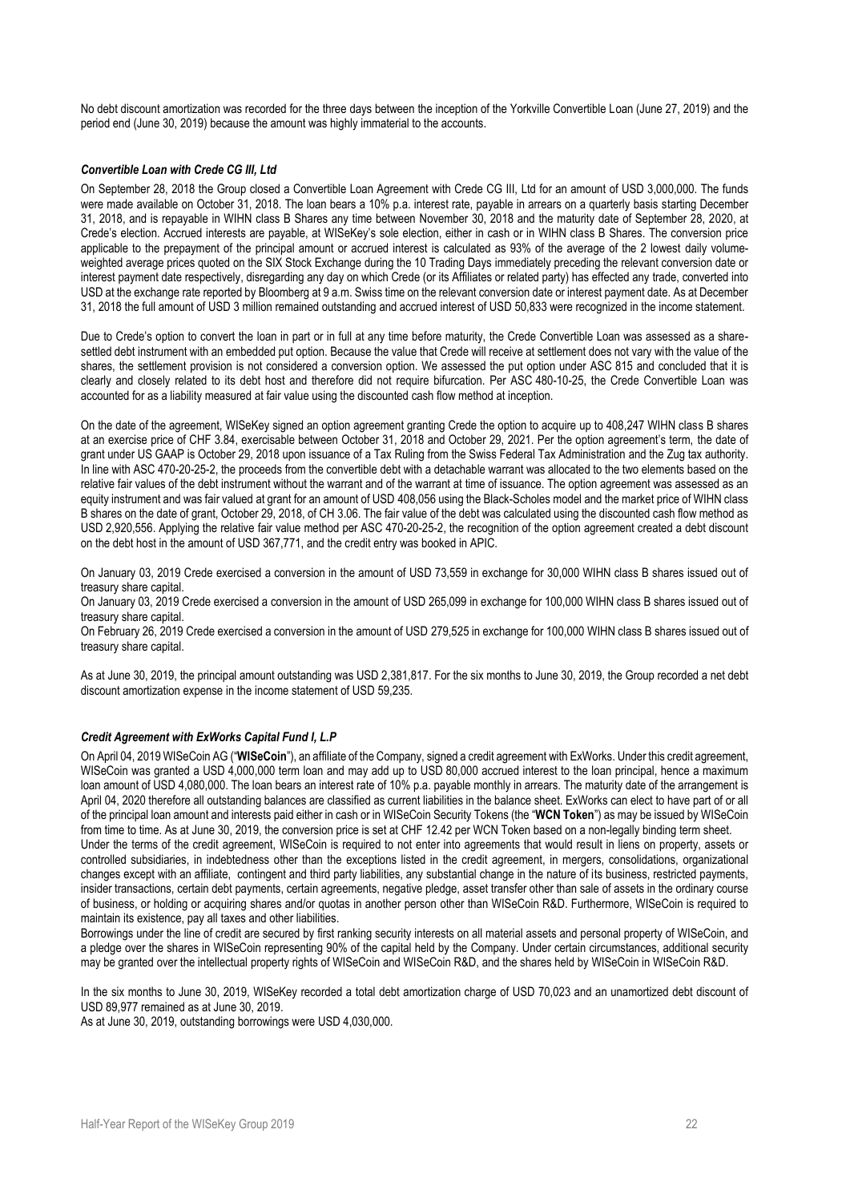No debt discount amortization was recorded for the three days between the inception of the Yorkville Convertible Loan (June 27, 2019) and the period end (June 30, 2019) because the amount was highly immaterial to the accounts.

### *Convertible Loan with Crede CG III, Ltd*

On September 28, 2018 the Group closed a Convertible Loan Agreement with Crede CG III, Ltd for an amount of USD 3,000,000. The funds were made available on October 31, 2018. The loan bears a 10% p.a. interest rate, payable in arrears on a quarterly basis starting December 31, 2018, and is repayable in WIHN class B Shares any time between November 30, 2018 and the maturity date of September 28, 2020, at Crede's election. Accrued interests are payable, at WISeKey's sole election, either in cash or in WIHN class B Shares. The conversion price applicable to the prepayment of the principal amount or accrued interest is calculated as 93% of the average of the 2 lowest daily volume-weighted average prices quoted on the SIX Stock Exchange during the 10 Trading Days immediately preceding the relevant conversion date or interest payment date respectively, disregarding any day on which Crede (or its Affiliates or related party) has effected any trade, converted into USD at the exchange rate reported by Bloomberg at 9 a.m. Swiss time on the relevant conversion date or interest payment date. As at December 31, 2018 the full amount of USD 3 million remained outstanding and accrued interest of USD 50,833 were recognized in the income statement.

Due to Crede's option to convert the loan in part or in full at any time before maturity, the Crede Convertible Loan was assessed as a share-settled debt instrument with an embedded put option. Because the value that Crede will receive at settlement does not vary with the value of the shares, the settlement provision is not considered a conversion option. We assessed the put option under ASC 815 and concluded that it is clearly and closely related to its debt host and therefore did not require bifurcation. Per ASC 480-10-25, the Crede Convertible Loan was accounted for as a liability measured at fair value using the discounted cash flow method at inception.

On the date of the agreement, WISeKey signed an option agreement granting Crede the option to acquire up to 408,247 WIHN class B shares at an exercise price of CHF 3.84, exercisable between October 31, 2018 and October 29, 2021. Per the option agreement's term, the date of grant under US GAAP is October 29, 2018 upon issuance of a Tax Ruling from the Swiss Federal Tax Administration and the Zug tax authority. In line with ASC 470-20-25-2, the proceeds from the convertible debt with a detachable warrant was allocated to the two elements based on the relative fair values of the debt instrument without the warrant and of the warrant at time of issuance. The option agreement was assessed as an equity instrument and was fair valued at grant for an amount of USD 408,056 using the Black-Scholes model and the market price of WIHN class B shares on the date of grant, October 29, 2018, of CH 3.06. The fair value of the debt was calculated using the discounted cash flow method as USD 2,920,556. Applying the relative fair value method per ASC 470-20-25-2, the recognition of the option agreement created a debt discount on the debt host in the amount of USD 367,771, and the credit entry was booked in APIC.

On January 03, 2019 Crede exercised a conversion in the amount of USD 73,559 in exchange for 30,000 WIHN class B shares issued out of treasury share capital.
On January 03, 2019 Crede exercised a conversion in the amount of USD 265,099 in exchange for 100,000 WIHN class B shares issued out of treasury share capital.
On February 26, 2019 Crede exercised a conversion in the amount of USD 279,525 in exchange for 100,000 WIHN class B shares issued out of treasury share capital.

As at June 30, 2019, the principal amount outstanding was USD 2,381,817. For the six months to June 30, 2019, the Group recorded a net debt discount amortization expense in the income statement of USD 59,235.

### *Credit Agreement with ExWorks Capital Fund I, L.P*

On April 04, 2019 WISeCoin AG ("**WISeCoin**"), an affiliate of the Company, signed a credit agreement with ExWorks. Under this credit agreement, WISeCoin was granted a USD 4,000,000 term loan and may add up to USD 80,000 accrued interest to the loan principal, hence a maximum loan amount of USD 4,080,000. The loan bears an interest rate of 10% p.a. payable monthly in arrears. The maturity date of the arrangement is April 04, 2020 therefore all outstanding balances are classified as current liabilities in the balance sheet. ExWorks can elect to have part of or all of the principal loan amount and interests paid either in cash or in WISeCoin Security Tokens (the "**WCN Token**") as may be issued by WISeCoin from time to time. As at June 30, 2019, the conversion price is set at CHF 12.42 per WCN Token based on a non-legally binding term sheet.
Under the terms of the credit agreement, WISeCoin is required to not enter into agreements that would result in liens on property, assets or controlled subsidiaries, in indebtedness other than the exceptions listed in the credit agreement, in mergers, consolidations, organizational changes except with an affiliate, contingent and third party liabilities, any substantial change in the nature of its business, restricted payments, insider transactions, certain debt payments, certain agreements, negative pledge, asset transfer other than sale of assets in the ordinary course of business, or holding or acquiring shares and/or quotas in another person other than WISeCoin R&D. Furthermore, WISeCoin is required to maintain its existence, pay all taxes and other liabilities.
Borrowings under the line of credit are secured by first ranking security interests on all material assets and personal property of WISeCoin, and a pledge over the shares in WISeCoin representing 90% of the capital held by the Company. Under certain circumstances, additional security may be granted over the intellectual property rights of WISeCoin and WISeCoin R&D, and the shares held by WISeCoin in WISeCoin R&D.

In the six months to June 30, 2019, WISeKey recorded a total debt amortization charge of USD 70,023 and an unamortized debt discount of USD 89,977 remained as at June 30, 2019.
As at June 30, 2019, outstanding borrowings were USD 4,030,000.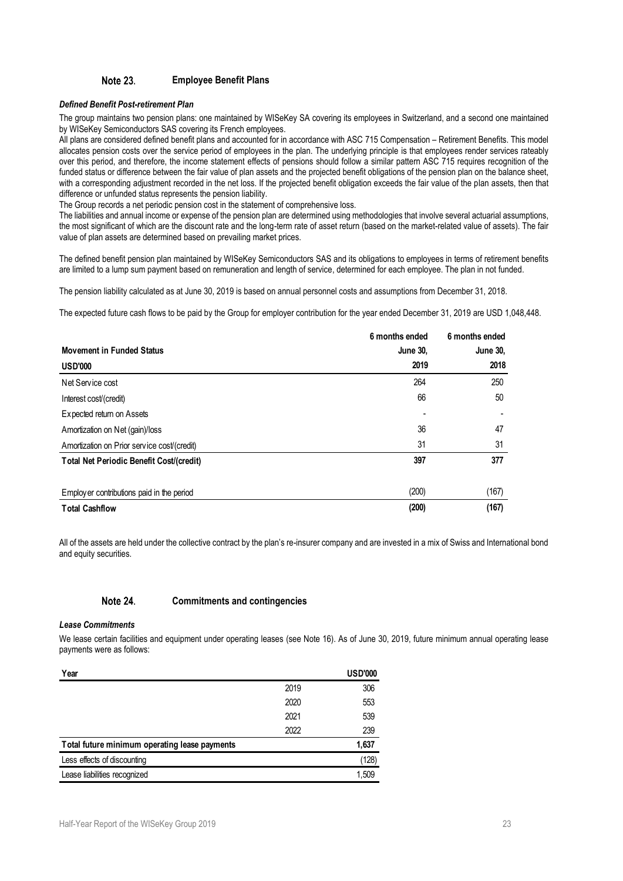## Note 23. Employee Benefit Plans

***Defined Benefit Post-retirement Plan***

The group maintains two pension plans: one maintained by WISeKey SA covering its employees in Switzerland, and a second one maintained by WISeKey Semiconductors SAS covering its French employees.

All plans are considered defined benefit plans and accounted for in accordance with ASC 715 Compensation – Retirement Benefits. This model allocates pension costs over the service period of employees in the plan. The underlying principle is that employees render services rateably over this period, and therefore, the income statement effects of pensions should follow a similar pattern ASC 715 requires recognition of the funded status or difference between the fair value of plan assets and the projected benefit obligations of the pension plan on the balance sheet, with a corresponding adjustment recorded in the net loss. If the projected benefit obligation exceeds the fair value of the plan assets, then that difference or unfunded status represents the pension liability.

The Group records a net periodic pension cost in the statement of comprehensive loss.

The liabilities and annual income or expense of the pension plan are determined using methodologies that involve several actuarial assumptions, the most significant of which are the discount rate and the long-term rate of asset return (based on the market-related value of assets). The fair value of plan assets are determined based on prevailing market prices.

The defined benefit pension plan maintained by WISeKey Semiconductors SAS and its obligations to employees in terms of retirement benefits are limited to a lump sum payment based on remuneration and length of service, determined for each employee. The plan in not funded.

The pension liability calculated as at June 30, 2019 is based on annual personnel costs and assumptions from December 31, 2018.

The expected future cash flows to be paid by the Group for employer contribution for the year ended December 31, 2019 are USD 1,048,448.

| **Movement in Funded Status** <br> **USD'000** | **6 months ended June 30, 2019** | **6 months ended June 30, 2018** |
|---|---|---|
| Net Service cost | 264 | 250 |
| Interest cost/(credit) | 66 | 50 |
| Expected return on Assets | - | - |
| Amortization on Net (gain)/loss | 36 | 47 |
| Amortization on Prior service cost/(credit) | 31 | 31 |
| **Total Net Periodic Benefit Cost/(credit)** | **397** | **377** |
| Employer contributions paid in the period | (200) | (167) |
| **Total Cashflow** | **(200)** | **(167)** |

All of the assets are held under the collective contract by the plan's re-insurer company and are invested in a mix of Swiss and International bond and equity securities.

## Note 24. Commitments and contingencies

***Lease Commitments***

We lease certain facilities and equipment under operating leases (see Note 16). As of June 30, 2019, future minimum annual operating lease payments were as follows:

| **Year** | | **USD'000** |
|---|---|---|
| | 2019 | 306 |
| | 2020 | 553 |
| | 2021 | 539 |
| | 2022 | 239 |
| **Total future minimum operating lease payments** | | **1,637** |
| Less effects of discounting | | (128) |
| Lease liabilities recognized | | 1,509 |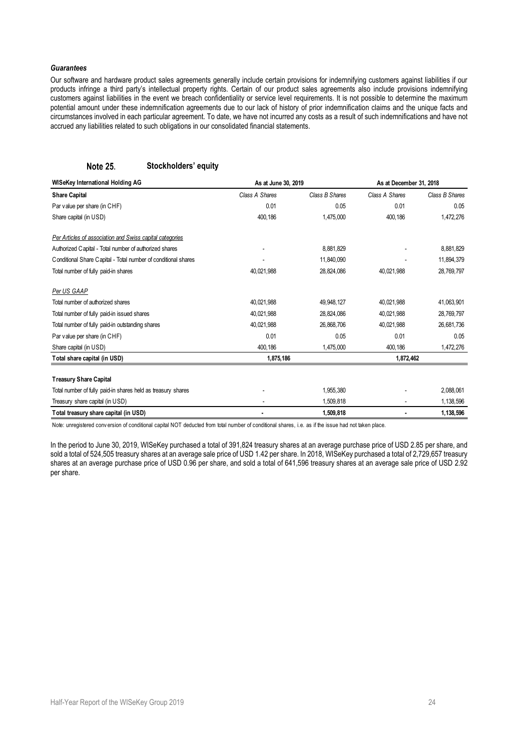### *Guarantees*

Our software and hardware product sales agreements generally include certain provisions for indemnifying customers against liabilities if our products infringe a third party's intellectual property rights. Certain of our product sales agreements also include provisions indemnifying customers against liabilities in the event we breach confidentiality or service level requirements. It is not possible to determine the maximum potential amount under these indemnification agreements due to our lack of history of prior indemnification claims and the unique facts and circumstances involved in each particular agreement. To date, we have not incurred any costs as a result of such indemnifications and have not accrued any liabilities related to such obligations in our consolidated financial statements.

## Note 25. Stockholders' equity

| WISeKey International Holding AG | As at June 30, 2019 | | As at December 31, 2018 | |
|---|---|---|---|---|
| **Share Capital** | *Class A Shares* | *Class B Shares* | *Class A Shares* | *Class B Shares* |
| Par value per share (in CHF) | 0.01 | 0.05 | 0.01 | 0.05 |
| Share capital (in USD) | 400,186 | 1,475,000 | 400,186 | 1,472,276 |
| *Per Articles of association and Swiss capital categories* | | | | |
| Authorized Capital - Total number of authorized shares | - | 8,881,829 | - | 8,881,829 |
| Conditional Share Capital - Total number of conditional shares | - | 11,840,090 | - | 11,894,379 |
| Total number of fully paid-in shares | 40,021,988 | 28,824,086 | 40,021,988 | 28,769,797 |
| *Per US GAAP* | | | | |
| Total number of authorized shares | 40,021,988 | 49,948,127 | 40,021,988 | 41,063,901 |
| Total number of fully paid-in issued shares | 40,021,988 | 28,824,086 | 40,021,988 | 28,769,797 |
| Total number of fully paid-in outstanding shares | 40,021,988 | 26,868,706 | 40,021,988 | 26,681,736 |
| Par value per share (in CHF) | 0.01 | 0.05 | 0.01 | 0.05 |
| Share capital (in USD) | 400,186 | 1,475,000 | 400,186 | 1,472,276 |
| **Total share capital (in USD)** | **1,875,186** | | **1,872,462** | |
| **Treasury Share Capital** | | | | |
| Total number of fully paid-in shares held as treasury shares | - | 1,955,380 | - | 2,088,061 |
| Treasury share capital (in USD) | - | 1,509,818 | - | 1,138,596 |
| **Total treasury share capital (in USD)** | **-** | **1,509,818** | **-** | **1,138,596** |

Note: unregistered conversion of conditional capital NOT deducted from total number of conditional shares, i.e. as if the issue had not taken place.

In the period to June 30, 2019, WISeKey purchased a total of 391,824 treasury shares at an average purchase price of USD 2.85 per share, and sold a total of 524,505 treasury shares at an average sale price of USD 1.42 per share. In 2018, WISeKey purchased a total of 2,729,657 treasury shares at an average purchase price of USD 0.96 per share, and sold a total of 641,596 treasury shares at an average sale price of USD 2.92 per share.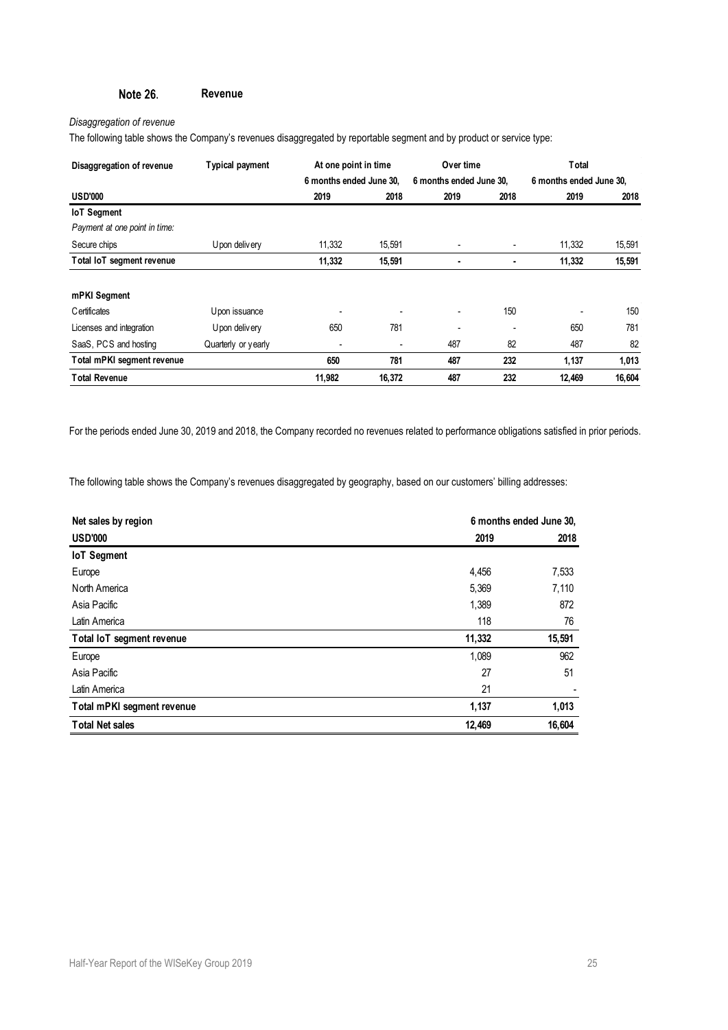## Note 26. Revenue

*Disaggregation of revenue*

The following table shows the Company's revenues disaggregated by reportable segment and by product or service type:

| Disaggregation of revenue | Typical payment | At one point in time 6 months ended June 30, | | Over time 6 months ended June 30, | | Total 6 months ended June 30, | |
|---|---|---|---|---|---|---|---|
| **USD'000** | | **2019** | **2018** | **2019** | **2018** | **2019** | **2018** |
| **IoT Segment** | | | | | | | |
| *Payment at one point in time:* | | | | | | | |
| Secure chips | Upon delivery | 11,332 | 15,591 | - | - | 11,332 | 15,591 |
| **Total IoT segment revenue** | | **11,332** | **15,591** | **-** | **-** | **11,332** | **15,591** |
| **mPKI Segment** | | | | | | | |
| Certificates | Upon issuance | - | - | - | 150 | - | 150 |
| Licenses and integration | Upon delivery | 650 | 781 | - | - | 650 | 781 |
| SaaS, PCS and hosting | Quarterly or yearly | - | - | 487 | 82 | 487 | 82 |
| **Total mPKI segment revenue** | | **650** | **781** | **487** | **232** | **1,137** | **1,013** |
| **Total Revenue** | | **11,982** | **16,372** | **487** | **232** | **12,469** | **16,604** |

For the periods ended June 30, 2019 and 2018, the Company recorded no revenues related to performance obligations satisfied in prior periods.

The following table shows the Company's revenues disaggregated by geography, based on our customers' billing addresses:

| Net sales by region | 6 months ended June 30, | |
|---|---|---|
| **USD'000** | **2019** | **2018** |
| **IoT Segment** | | |
| Europe | 4,456 | 7,533 |
| North America | 5,369 | 7,110 |
| Asia Pacific | 1,389 | 872 |
| Latin America | 118 | 76 |
| **Total IoT segment revenue** | **11,332** | **15,591** |
| Europe | 1,089 | 962 |
| Asia Pacific | 27 | 51 |
| Latin America | 21 | - |
| **Total mPKI segment revenue** | **1,137** | **1,013** |
| **Total Net sales** | **12,469** | **16,604** |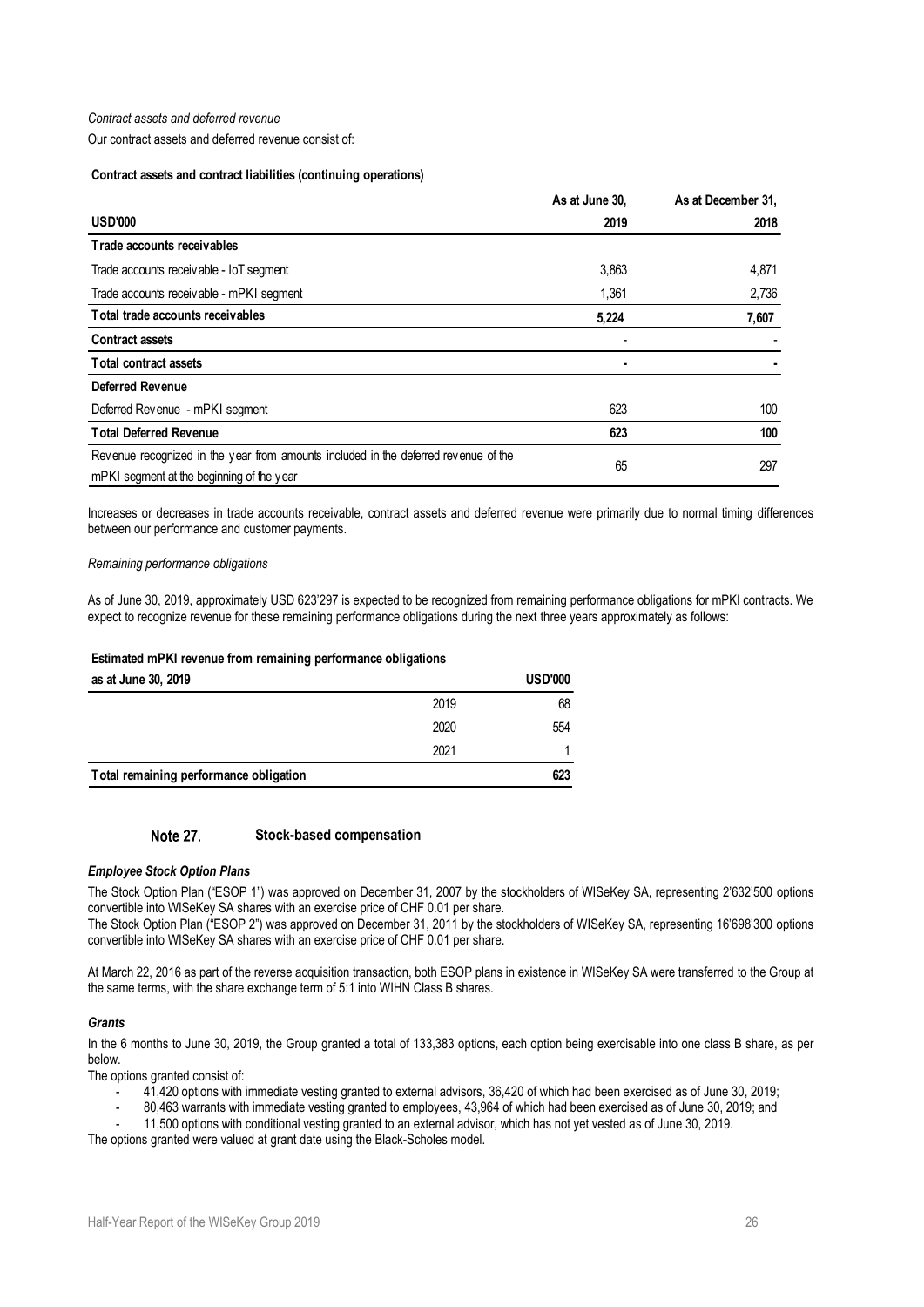*Contract assets and deferred revenue*

Our contract assets and deferred revenue consist of:

**Contract assets and contract liabilities (continuing operations)**

| USD'000 | As at June 30, 2019 | As at December 31, 2018 |
|---|---|---|
| **Trade accounts receivables** | | |
| Trade accounts receivable - IoT segment | 3,863 | 4,871 |
| Trade accounts receivable - mPKI segment | 1,361 | 2,736 |
| **Total trade accounts receivables** | **5,224** | **7,607** |
| **Contract assets** | - | - |
| **Total contract assets** | **-** | **-** |
| **Deferred Revenue** | | |
| Deferred Revenue - mPKI segment | 623 | 100 |
| **Total Deferred Revenue** | **623** | **100** |
| Revenue recognized in the year from amounts included in the deferred revenue of the mPKI segment at the beginning of the year | 65 | 297 |

Increases or decreases in trade accounts receivable, contract assets and deferred revenue were primarily due to normal timing differences between our performance and customer payments.

*Remaining performance obligations*

As of June 30, 2019, approximately USD 623'297 is expected to be recognized from remaining performance obligations for mPKI contracts. We expect to recognize revenue for these remaining performance obligations during the next three years approximately as follows:

**Estimated mPKI revenue from remaining performance obligations**

| as at June 30, 2019 | | USD'000 |
|---|---|---|
| | 2019 | 68 |
| | 2020 | 554 |
| | 2021 | 1 |
| **Total remaining performance obligation** | | **623** |

## Note 27. Stock-based compensation

***Employee Stock Option Plans***

The Stock Option Plan ("ESOP 1") was approved on December 31, 2007 by the stockholders of WISeKey SA, representing 2'632'500 options convertible into WISeKey SA shares with an exercise price of CHF 0.01 per share.

The Stock Option Plan ("ESOP 2") was approved on December 31, 2011 by the stockholders of WISeKey SA, representing 16'698'300 options convertible into WISeKey SA shares with an exercise price of CHF 0.01 per share.

At March 22, 2016 as part of the reverse acquisition transaction, both ESOP plans in existence in WISeKey SA were transferred to the Group at the same terms, with the share exchange term of 5:1 into WIHN Class B shares.

***Grants***

In the 6 months to June 30, 2019, the Group granted a total of 133,383 options, each option being exercisable into one class B share, as per below.

The options granted consist of:

- 41,420 options with immediate vesting granted to external advisors, 36,420 of which had been exercised as of June 30, 2019;
- 80,463 warrants with immediate vesting granted to employees, 43,964 of which had been exercised as of June 30, 2019; and
- 11,500 options with conditional vesting granted to an external advisor, which has not yet vested as of June 30, 2019.

The options granted were valued at grant date using the Black-Scholes model.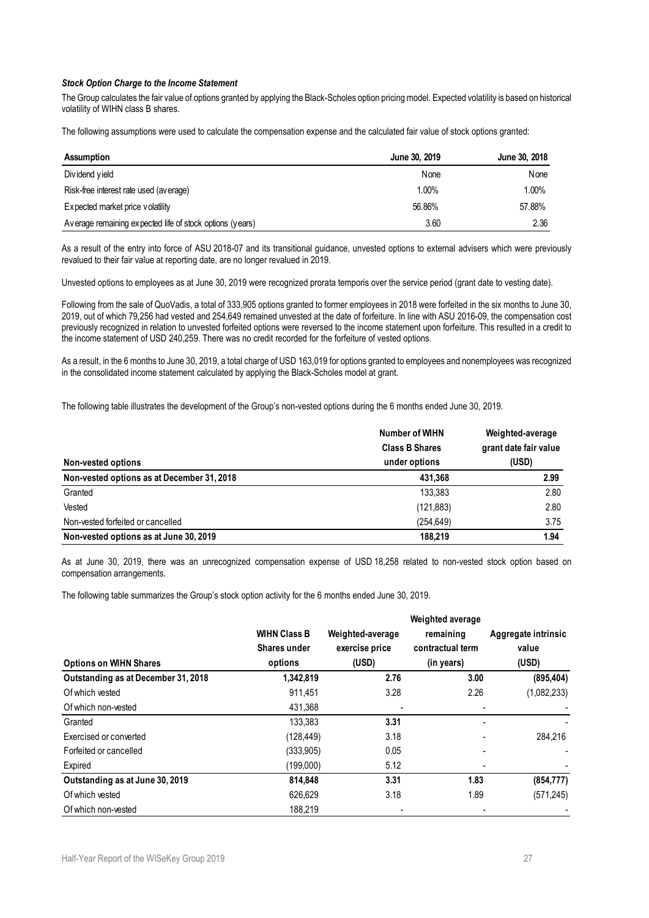### *Stock Option Charge to the Income Statement*

The Group calculates the fair value of options granted by applying the Black-Scholes option pricing model. Expected volatility is based on historical volatility of WIHN class B shares.

The following assumptions were used to calculate the compensation expense and the calculated fair value of stock options granted:

| Assumption | June 30, 2019 | June 30, 2018 |
|---|---|---|
| Dividend yield | None | None |
| Risk-free interest rate used (average) | 1.00% | 1.00% |
| Expected market price volatility | 56.86% | 57.88% |
| Average remaining expected life of stock options (years) | 3.60 | 2.36 |

As a result of the entry into force of ASU 2018-07 and its transitional guidance, unvested options to external advisers which were previously revalued to their fair value at reporting date, are no longer revalued in 2019.

Unvested options to employees as at June 30, 2019 were recognized prorata temporis over the service period (grant date to vesting date).

Following from the sale of QuoVadis, a total of 333,905 options granted to former employees in 2018 were forfeited in the six months to June 30, 2019, out of which 79,256 had vested and 254,649 remained unvested at the date of forfeiture. In line with ASU 2016-09, the compensation cost previously recognized in relation to unvested forfeited options were reversed to the income statement upon forfeiture. This resulted in a credit to the income statement of USD 240,259. There was no credit recorded for the forfeiture of vested options.

As a result, in the 6 months to June 30, 2019, a total charge of USD 163,019 for options granted to employees and nonemployees was recognized in the consolidated income statement calculated by applying the Black-Scholes model at grant.

The following table illustrates the development of the Group's non-vested options during the 6 months ended June 30, 2019.

| Non-vested options | Number of WIHN Class B Shares under options | Weighted-average grant date fair value (USD) |
|---|---|---|
| **Non-vested options as at December 31, 2018** | **431,368** | **2.99** |
| Granted | 133,383 | 2.80 |
| Vested | (121,883) | 2.80 |
| Non-vested forfeited or cancelled | (254,649) | 3.75 |
| **Non-vested options as at June 30, 2019** | **188,219** | **1.94** |

As at June 30, 2019, there was an unrecognized compensation expense of USD 18,258 related to non-vested stock option based on compensation arrangements.

The following table summarizes the Group's stock option activity for the 6 months ended June 30, 2019.

| Options on WIHN Shares | WIHN Class B Shares under options | Weighted-average exercise price (USD) | Weighted average remaining contractual term (in years) | Aggregate intrinsic value (USD) |
|---|---|---|---|---|
| **Outstanding as at December 31, 2018** | **1,342,819** | **2.76** | **3.00** | **(895,404)** |
| Of which vested | 911,451 | 3.28 | 2.26 | (1,082,233) |
| Of which non-vested | 431,368 | - | - | - |
| Granted | 133,383 | **3.31** | - | - |
| Exercised or converted | (128,449) | 3.18 | - | 284,216 |
| Forfeited or cancelled | (333,905) | 0.05 | - | - |
| Expired | (199,000) | 5.12 | - | - |
| **Outstanding as at June 30, 2019** | **814,848** | **3.31** | **1.83** | **(854,777)** |
| Of which vested | 626,629 | 3.18 | 1.89 | (571,245) |
| Of which non-vested | 188,219 | - | - | - |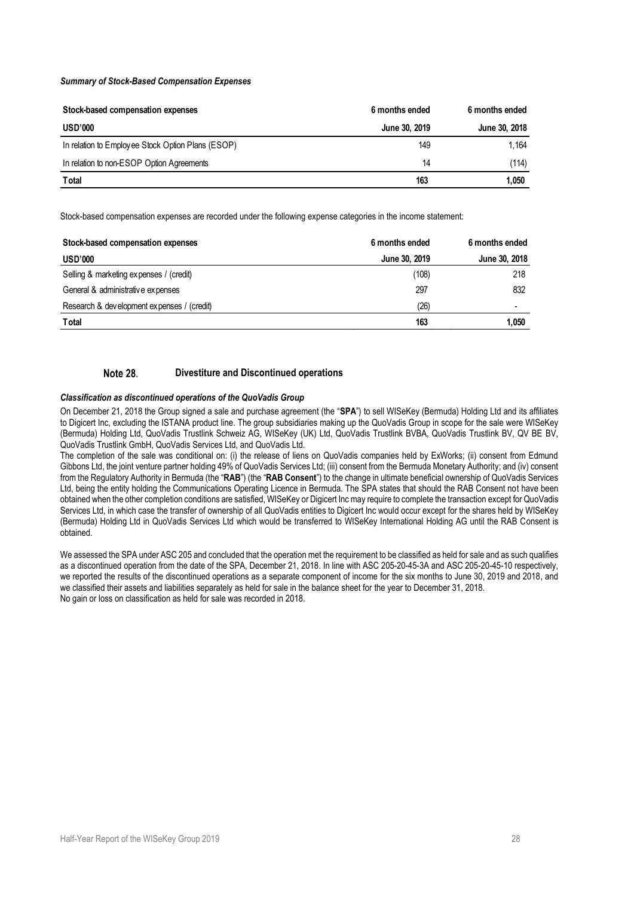***Summary of Stock-Based Compensation Expenses***

| Stock-based compensation expenses | 6 months ended | 6 months ended |
|---|---|---|
| **USD'000** | **June 30, 2019** | **June 30, 2018** |
| In relation to Employee Stock Option Plans (ESOP) | 149 | 1,164 |
| In relation to non-ESOP Option Agreements | 14 | (114) |
| **Total** | **163** | **1,050** |

Stock-based compensation expenses are recorded under the following expense categories in the income statement:

| Stock-based compensation expenses | 6 months ended | 6 months ended |
|---|---|---|
| **USD'000** | **June 30, 2019** | **June 30, 2018** |
| Selling & marketing expenses / (credit) | (108) | 218 |
| General & administrative expenses | 297 | 832 |
| Research & development expenses / (credit) | (26) | - |
| **Total** | **163** | **1,050** |

## Note 28. Divestiture and Discontinued operations

***Classification as discontinued operations of the QuoVadis Group***

On December 21, 2018 the Group signed a sale and purchase agreement (the "**SPA**") to sell WISeKey (Bermuda) Holding Ltd and its affiliates to Digicert Inc, excluding the ISTANA product line. The group subsidiaries making up the QuoVadis Group in scope for the sale were WISeKey (Bermuda) Holding Ltd, QuoVadis Trustlink Schweiz AG, WISeKey (UK) Ltd, QuoVadis Trustlink BVBA, QuoVadis Trustlink BV, QV BE BV, QuoVadis Trustlink GmbH, QuoVadis Services Ltd, and QuoVadis Ltd.

The completion of the sale was conditional on: (i) the release of liens on QuoVadis companies held by ExWorks; (ii) consent from Edmund Gibbons Ltd, the joint venture partner holding 49% of QuoVadis Services Ltd; (iii) consent from the Bermuda Monetary Authority; and (iv) consent from the Regulatory Authority in Bermuda (the "**RAB**") (the "**RAB Consent**") to the change in ultimate beneficial ownership of QuoVadis Services Ltd, being the entity holding the Communications Operating Licence in Bermuda. The SPA states that should the RAB Consent not have been obtained when the other completion conditions are satisfied, WISeKey or Digicert Inc may require to complete the transaction except for QuoVadis Services Ltd, in which case the transfer of ownership of all QuoVadis entities to Digicert Inc would occur except for the shares held by WISeKey (Bermuda) Holding Ltd in QuoVadis Services Ltd which would be transferred to WISeKey International Holding AG until the RAB Consent is obtained.

We assessed the SPA under ASC 205 and concluded that the operation met the requirement to be classified as held for sale and as such qualifies as a discontinued operation from the date of the SPA, December 21, 2018. In line with ASC 205-20-45-3A and ASC 205-20-45-10 respectively, we reported the results of the discontinued operations as a separate component of income for the six months to June 30, 2019 and 2018, and we classified their assets and liabilities separately as held for sale in the balance sheet for the year to December 31, 2018.
No gain or loss on classification as held for sale was recorded in 2018.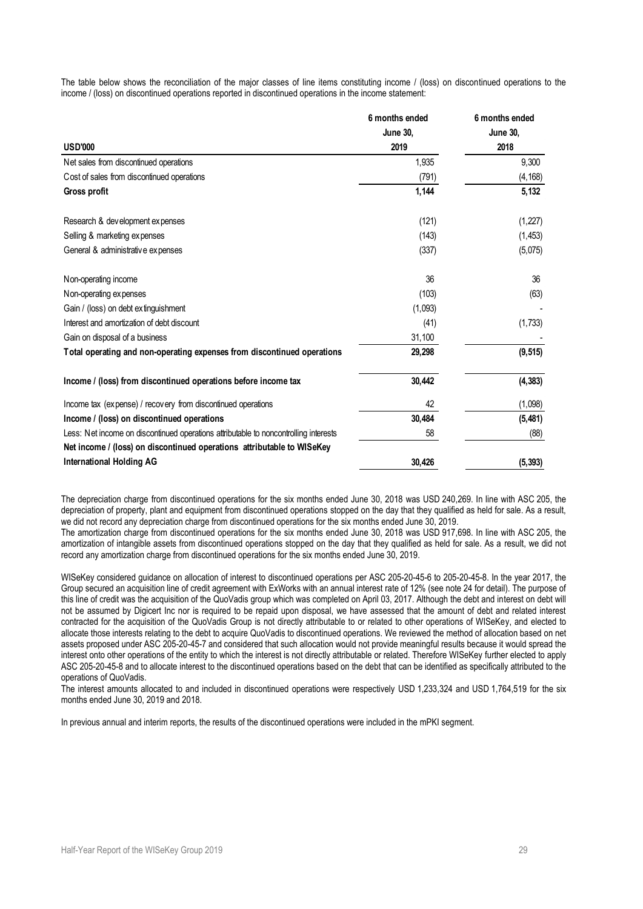The table below shows the reconciliation of the major classes of line items constituting income / (loss) on discontinued operations to the income / (loss) on discontinued operations reported in discontinued operations in the income statement:

| USD'000 | 6 months ended June 30, 2019 | 6 months ended June 30, 2018 |
|---|---|---|
| Net sales from discontinued operations | 1,935 | 9,300 |
| Cost of sales from discontinued operations | (791) | (4,168) |
| **Gross profit** | **1,144** | **5,132** |
| | | |
| Research & development expenses | (121) | (1,227) |
| Selling & marketing expenses | (143) | (1,453) |
| General & administrative expenses | (337) | (5,075) |
| | | |
| Non-operating income | 36 | 36 |
| Non-operating expenses | (103) | (63) |
| Gain / (loss) on debt extinguishment | (1,093) | - |
| Interest and amortization of debt discount | (41) | (1,733) |
| Gain on disposal of a business | 31,100 | - |
| **Total operating and non-operating expenses from discontinued operations** | **29,298** | **(9,515)** |
| | | |
| **Income / (loss) from discontinued operations before income tax** | **30,442** | **(4,383)** |
| | | |
| Income tax (expense) / recovery from discontinued operations | 42 | (1,098) |
| **Income / (loss) on discontinued operations** | **30,484** | **(5,481)** |
| Less: Net income on discontinued operations attributable to noncontrolling interests | 58 | (88) |
| **Net income / (loss) on discontinued operations attributable to WISeKey International Holding AG** | **30,426** | **(5,393)** |

The depreciation charge from discontinued operations for the six months ended June 30, 2018 was USD 240,269. In line with ASC 205, the depreciation of property, plant and equipment from discontinued operations stopped on the day that they qualified as held for sale. As a result, we did not record any depreciation charge from discontinued operations for the six months ended June 30, 2019.
The amortization charge from discontinued operations for the six months ended June 30, 2018 was USD 917,698. In line with ASC 205, the amortization of intangible assets from discontinued operations stopped on the day that they qualified as held for sale. As a result, we did not record any amortization charge from discontinued operations for the six months ended June 30, 2019.

WISeKey considered guidance on allocation of interest to discontinued operations per ASC 205-20-45-6 to 205-20-45-8. In the year 2017, the Group secured an acquisition line of credit agreement with ExWorks with an annual interest rate of 12% (see note 24 for detail). The purpose of this line of credit was the acquisition of the QuoVadis group which was completed on April 03, 2017. Although the debt and interest on debt will not be assumed by Digicert Inc nor is required to be repaid upon disposal, we have assessed that the amount of debt and related interest contracted for the acquisition of the QuoVadis Group is not directly attributable to or related to other operations of WISeKey, and elected to allocate those interests relating to the debt to acquire QuoVadis to discontinued operations. We reviewed the method of allocation based on net assets proposed under ASC 205-20-45-7 and considered that such allocation would not provide meaningful results because it would spread the interest onto other operations of the entity to which the interest is not directly attributable or related. Therefore WISeKey further elected to apply ASC 205-20-45-8 and to allocate interest to the discontinued operations based on the debt that can be identified as specifically attributed to the operations of QuoVadis.
The interest amounts allocated to and included in discontinued operations were respectively USD 1,233,324 and USD 1,764,519 for the six months ended June 30, 2019 and 2018.

In previous annual and interim reports, the results of the discontinued operations were included in the mPKI segment.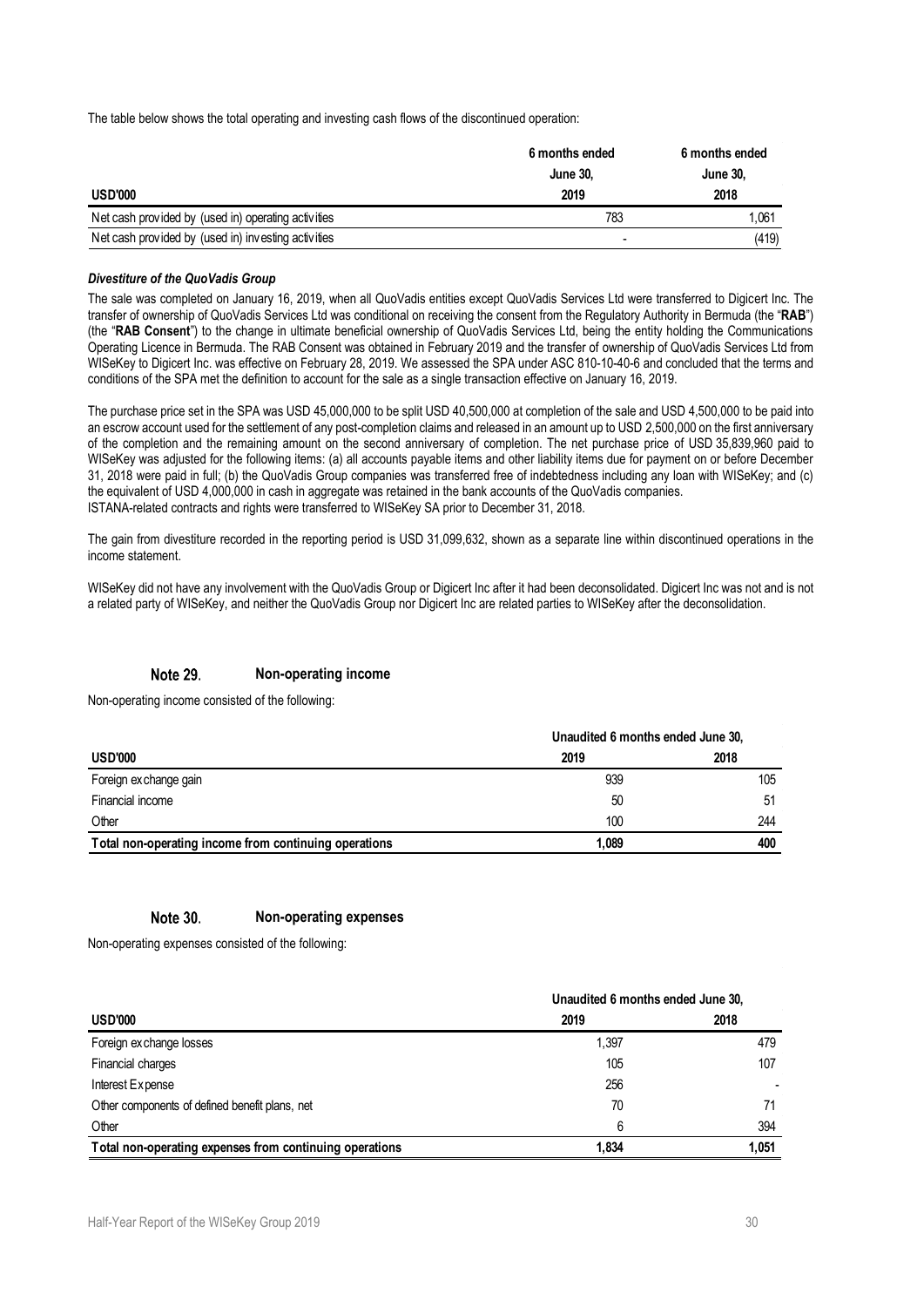The table below shows the total operating and investing cash flows of the discontinued operation:

| USD'000 | 6 months ended June 30, 2019 | 6 months ended June 30, 2018 |
|---|---|---|
| Net cash provided by (used in) operating activities | 783 | 1,061 |
| Net cash provided by (used in) investing activities | - | (419) |

***Divestiture of the QuoVadis Group***

The sale was completed on January 16, 2019, when all QuoVadis entities except QuoVadis Services Ltd were transferred to Digicert Inc. The transfer of ownership of QuoVadis Services Ltd was conditional on receiving the consent from the Regulatory Authority in Bermuda (the "**RAB**") (the "**RAB Consent**") to the change in ultimate beneficial ownership of QuoVadis Services Ltd, being the entity holding the Communications Operating Licence in Bermuda. The RAB Consent was obtained in February 2019 and the transfer of ownership of QuoVadis Services Ltd from WISeKey to Digicert Inc. was effective on February 28, 2019. We assessed the SPA under ASC 810-10-40-6 and concluded that the terms and conditions of the SPA met the definition to account for the sale as a single transaction effective on January 16, 2019.

The purchase price set in the SPA was USD 45,000,000 to be split USD 40,500,000 at completion of the sale and USD 4,500,000 to be paid into an escrow account used for the settlement of any post-completion claims and released in an amount up to USD 2,500,000 on the first anniversary of the completion and the remaining amount on the second anniversary of completion. The net purchase price of USD 35,839,960 paid to WISeKey was adjusted for the following items: (a) all accounts payable items and other liability items due for payment on or before December 31, 2018 were paid in full; (b) the QuoVadis Group companies was transferred free of indebtedness including any loan with WISeKey; and (c) the equivalent of USD 4,000,000 in cash in aggregate was retained in the bank accounts of the QuoVadis companies.
ISTANA-related contracts and rights were transferred to WISeKey SA prior to December 31, 2018.

The gain from divestiture recorded in the reporting period is USD 31,099,632, shown as a separate line within discontinued operations in the income statement.

WISeKey did not have any involvement with the QuoVadis Group or Digicert Inc after it had been deconsolidated. Digicert Inc was not and is not a related party of WISeKey, and neither the QuoVadis Group nor Digicert Inc are related parties to WISeKey after the deconsolidation.

## Note 29. Non-operating income

Non-operating income consisted of the following:

| | Unaudited 6 months ended June 30, | |
|---|---|---|
| **USD'000** | **2019** | **2018** |
| Foreign exchange gain | 939 | 105 |
| Financial income | 50 | 51 |
| Other | 100 | 244 |
| **Total non-operating income from continuing operations** | **1,089** | **400** |

## Note 30. Non-operating expenses

Non-operating expenses consisted of the following:

| | Unaudited 6 months ended June 30, | |
|---|---|---|
| **USD'000** | **2019** | **2018** |
| Foreign exchange losses | 1,397 | 479 |
| Financial charges | 105 | 107 |
| Interest Expense | 256 | - |
| Other components of defined benefit plans, net | 70 | 71 |
| Other | 6 | 394 |
| **Total non-operating expenses from continuing operations** | **1,834** | **1,051** |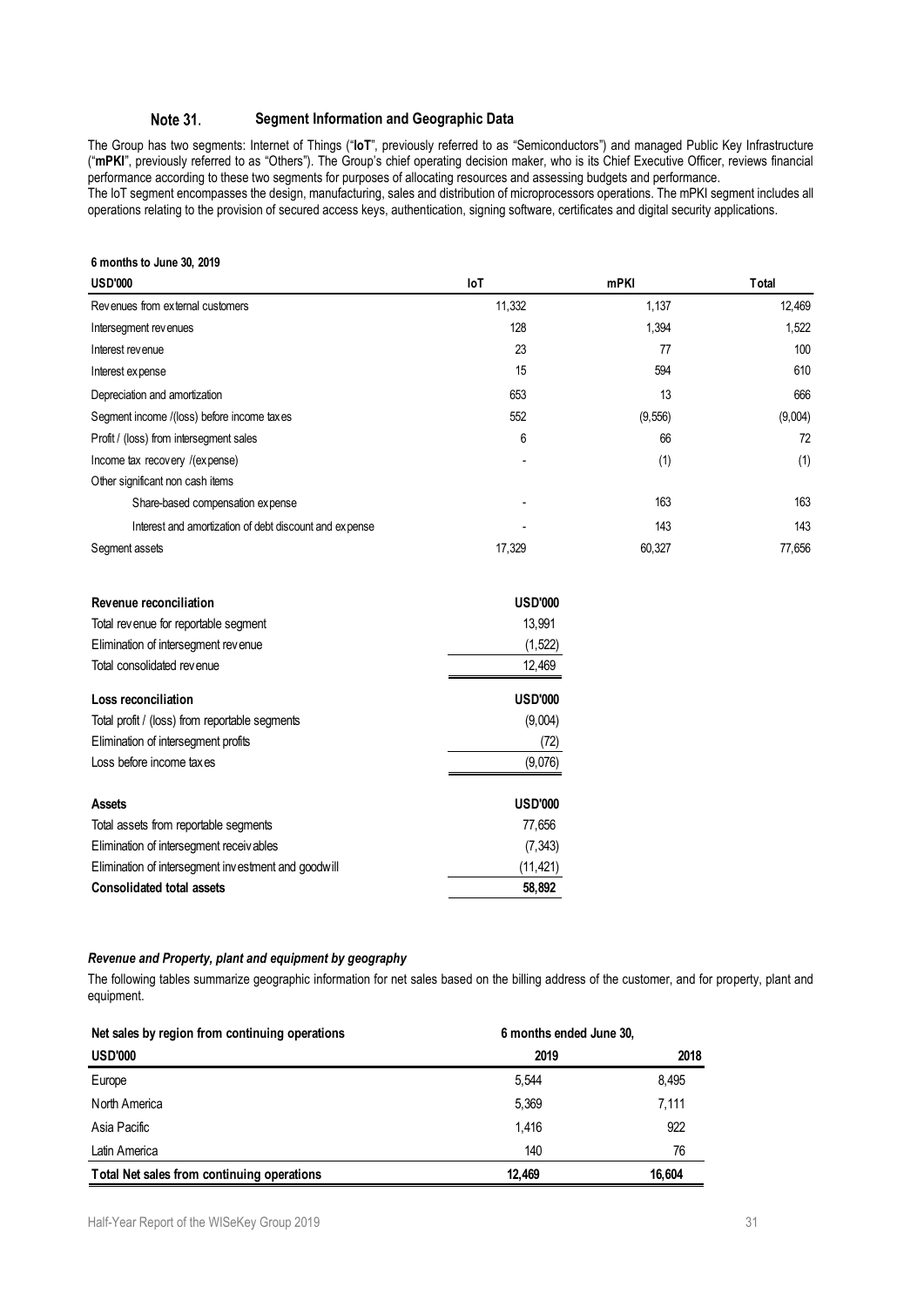## Note 31. Segment Information and Geographic Data

The Group has two segments: Internet of Things ("**IoT**", previously referred to as "Semiconductors") and managed Public Key Infrastructure ("**mPKI**", previously referred to as "Others"). The Group's chief operating decision maker, who is its Chief Executive Officer, reviews financial performance according to these two segments for purposes of allocating resources and assessing budgets and performance.
The IoT segment encompasses the design, manufacturing, sales and distribution of microprocessors operations. The mPKI segment includes all operations relating to the provision of secured access keys, authentication, signing software, certificates and digital security applications.

**6 months to June 30, 2019**

| USD'000 | IoT | mPKI | Total |
|---|---|---|---|
| Revenues from external customers | 11,332 | 1,137 | 12,469 |
| Intersegment revenues | 128 | 1,394 | 1,522 |
| Interest revenue | 23 | 77 | 100 |
| Interest expense | 15 | 594 | 610 |
| Depreciation and amortization | 653 | 13 | 666 |
| Segment income /(loss) before income taxes | 552 | (9,556) | (9,004) |
| Profit / (loss) from intersegment sales | 6 | 66 | 72 |
| Income tax recovery /(expense) | - | (1) | (1) |
| Other significant non cash items | | | |
| Share-based compensation expense | - | 163 | 163 |
| Interest and amortization of debt discount and expense | - | 143 | 143 |
| Segment assets | 17,329 | 60,327 | 77,656 |

| Revenue reconciliation | USD'000 |
|---|---|
| Total revenue for reportable segment | 13,991 |
| Elimination of intersegment revenue | (1,522) |
| Total consolidated revenue | 12,469 |

| Loss reconciliation | USD'000 |
|---|---|
| Total profit / (loss) from reportable segments | (9,004) |
| Elimination of intersegment profits | (72) |
| Loss before income taxes | (9,076) |

| Assets | USD'000 |
|---|---|
| Total assets from reportable segments | 77,656 |
| Elimination of intersegment receivables | (7,343) |
| Elimination of intersegment investment and goodwill | (11,421) |
| **Consolidated total assets** | **58,892** |

### *Revenue and Property, plant and equipment by geography*

The following tables summarize geographic information for net sales based on the billing address of the customer, and for property, plant and equipment.

| Net sales by region from continuing operations | 6 months ended June 30, | |
|---|---|---|
| **USD'000** | **2019** | **2018** |
| Europe | 5,544 | 8,495 |
| North America | 5,369 | 7,111 |
| Asia Pacific | 1,416 | 922 |
| Latin America | 140 | 76 |
| **Total Net sales from continuing operations** | **12,469** | **16,604** |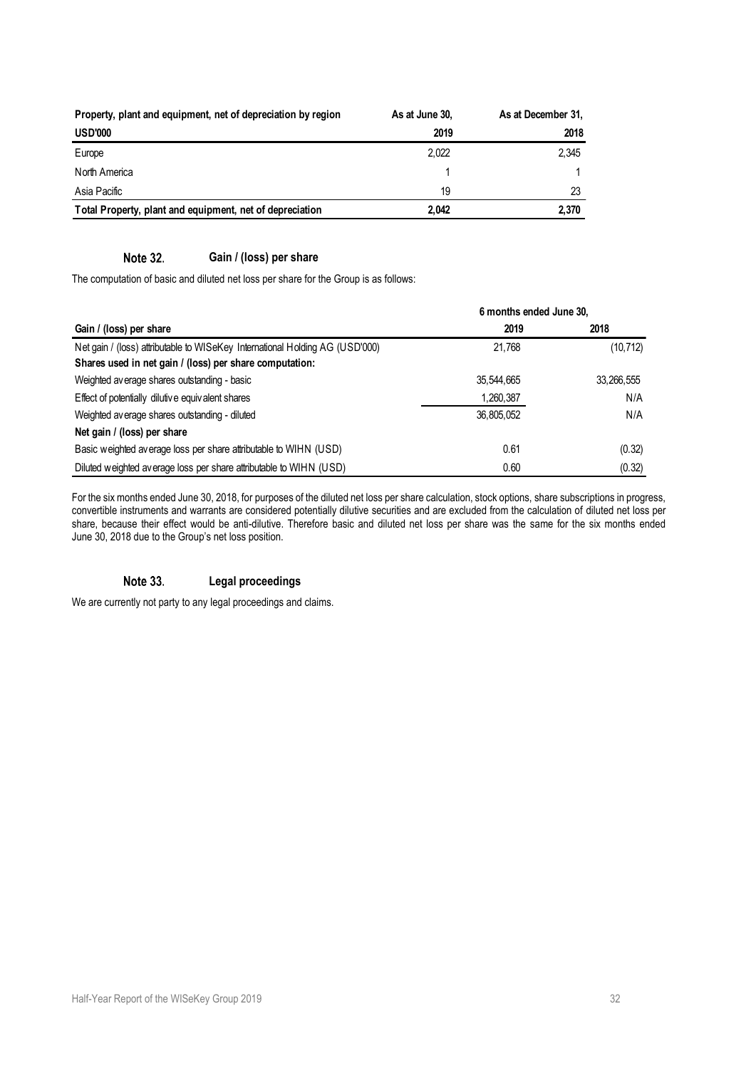| Property, plant and equipment, net of depreciation by region | As at June 30, | As at December 31, |
|---|---|---|
| **USD'000** | **2019** | **2018** |
| Europe | 2,022 | 2,345 |
| North America | 1 | 1 |
| Asia Pacific | 19 | 23 |
| **Total Property, plant and equipment, net of depreciation** | **2,042** | **2,370** |

## Note 32. Gain / (loss) per share

The computation of basic and diluted net loss per share for the Group is as follows:

| | 6 months ended June 30, | |
|---|---|---|
| **Gain / (loss) per share** | **2019** | **2018** |
| Net gain / (loss) attributable to WISeKey International Holding AG (USD'000) | 21,768 | (10,712) |
| **Shares used in net gain / (loss) per share computation:** | | |
| Weighted average shares outstanding - basic | 35,544,665 | 33,266,555 |
| Effect of potentially dilutive equivalent shares | 1,260,387 | N/A |
| Weighted average shares outstanding - diluted | 36,805,052 | N/A |
| **Net gain / (loss) per share** | | |
| Basic weighted average loss per share attributable to WIHN (USD) | 0.61 | (0.32) |
| Diluted weighted average loss per share attributable to WIHN (USD) | 0.60 | (0.32) |

For the six months ended June 30, 2018, for purposes of the diluted net loss per share calculation, stock options, share subscriptions in progress, convertible instruments and warrants are considered potentially dilutive securities and are excluded from the calculation of diluted net loss per share, because their effect would be anti-dilutive. Therefore basic and diluted net loss per share was the same for the six months ended June 30, 2018 due to the Group's net loss position.

## Note 33. Legal proceedings

We are currently not party to any legal proceedings and claims.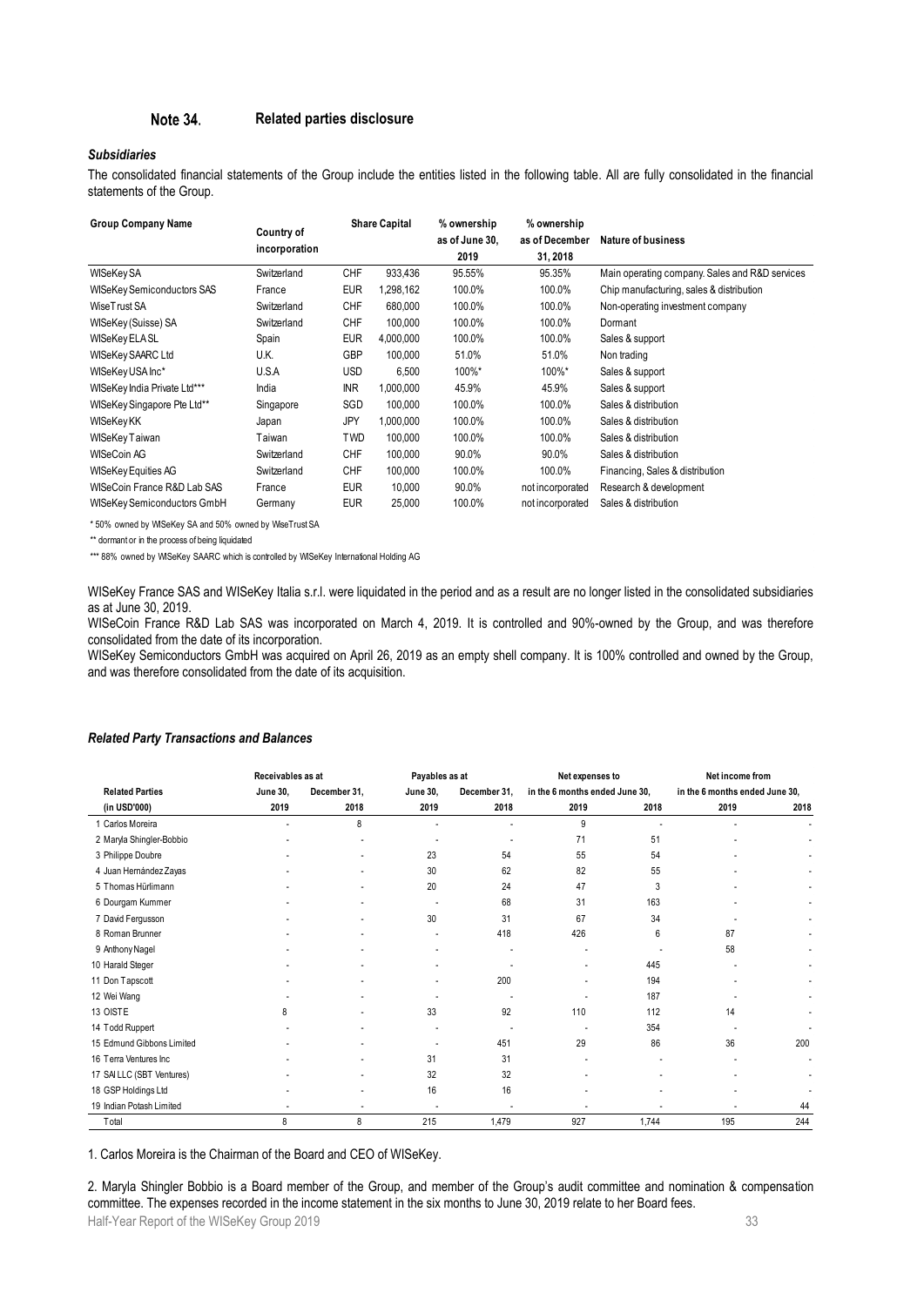## Note 34. Related parties disclosure

### *Subsidiaries*

The consolidated financial statements of the Group include the entities listed in the following table. All are fully consolidated in the financial statements of the Group.

| Group Company Name | Country of incorporation | Share Capital | | % ownership as of June 30, 2019 | % ownership as of December 31, 2018 | Nature of business |
|---|---|---|---|---|---|---|
| WISeKey SA | Switzerland | CHF | 933,436 | 95.55% | 95.35% | Main operating company. Sales and R&D services |
| WISeKey Semiconductors SAS | France | EUR | 1,298,162 | 100.0% | 100.0% | Chip manufacturing, sales & distribution |
| WiseTrust SA | Switzerland | CHF | 680,000 | 100.0% | 100.0% | Non-operating investment company |
| WISeKey (Suisse) SA | Switzerland | CHF | 100,000 | 100.0% | 100.0% | Dormant |
| WISeKey ELA SL | Spain | EUR | 4,000,000 | 100.0% | 100.0% | Sales & support |
| WISeKey SAARC Ltd | U.K. | GBP | 100,000 | 51.0% | 51.0% | Non trading |
| WISeKey USA Inc* | U.S.A | USD | 6,500 | 100%* | 100%* | Sales & support |
| WISeKey India Private Ltd*** | India | INR | 1,000,000 | 45.9% | 45.9% | Sales & support |
| WISeKey Singapore Pte Ltd** | Singapore | SGD | 100,000 | 100.0% | 100.0% | Sales & distribution |
| WISeKey KK | Japan | JPY | 1,000,000 | 100.0% | 100.0% | Sales & distribution |
| WISeKey Taiwan | Taiwan | TWD | 100,000 | 100.0% | 100.0% | Sales & distribution |
| WISeCoin AG | Switzerland | CHF | 100,000 | 90.0% | 90.0% | Sales & distribution |
| WISeKey Equities AG | Switzerland | CHF | 100,000 | 100.0% | 100.0% | Financing, Sales & distribution |
| WISeCoin France R&D Lab SAS | France | EUR | 10,000 | 90.0% | not incorporated | Research & development |
| WISeKey Semiconductors GmbH | Germany | EUR | 25,000 | 100.0% | not incorporated | Sales & distribution |

\* 50% owned by WISeKey SA and 50% owned by WiseTrust SA

** dormant or in the process of being liquidated

*** 88% owned by WISeKey SAARC which is controlled by WISeKey International Holding AG

WISeKey France SAS and WISeKey Italia s.r.l. were liquidated in the period and as a result are no longer listed in the consolidated subsidiaries as at June 30, 2019.

WISeCoin France R&D Lab SAS was incorporated on March 4, 2019. It is controlled and 90%-owned by the Group, and was therefore consolidated from the date of its incorporation.

WISeKey Semiconductors GmbH was acquired on April 26, 2019 as an empty shell company. It is 100% controlled and owned by the Group, and was therefore consolidated from the date of its acquisition.

### *Related Party Transactions and Balances*

| Related Parties (in USD'000) | Receivables as at June 30, 2019 | Receivables as at December 31, 2018 | Payables as at June 30, 2019 | Payables as at December 31, 2018 | Net expenses to in the 6 months ended June 30, 2019 | Net expenses to in the 6 months ended June 30, 2018 | Net income from in the 6 months ended June 30, 2019 | Net income from in the 6 months ended June 30, 2018 |
|---|---|---|---|---|---|---|---|---|
| 1 Carlos Moreira | - | 8 | - | - | 9 | - | - | - |
| 2 Maryla Shingler-Bobbio | - | - | - | - | 71 | 51 | - | - |
| 3 Philippe Doubre | - | - | 23 | 54 | 55 | 54 | - | - |
| 4 Juan Hernández Zayas | - | - | 30 | 62 | 82 | 55 | - | - |
| 5 Thomas Hürlimann | - | - | 20 | 24 | 47 | 3 | - | - |
| 6 Dourgam Kummer | - | - | - | 68 | 31 | 163 | - | - |
| 7 David Fergusson | - | - | 30 | 31 | 67 | 34 | - | - |
| 8 Roman Brunner | - | - | - | 418 | 426 | 6 | 87 | - |
| 9 Anthony Nagel | - | - | - | - | - | - | 58 | - |
| 10 Harald Steger | - | - | - | - | - | 445 | - | - |
| 11 Don Tapscott | - | - | - | 200 | - | 194 | - | - |
| 12 Wei Wang | - | - | - | - | - | 187 | - | - |
| 13 OISTE | 8 | - | 33 | 92 | 110 | 112 | 14 | - |
| 14 Todd Ruppert | - | - | - | - | - | 354 | - | - |
| 15 Edmund Gibbons Limited | - | - | - | 451 | 29 | 86 | 36 | 200 |
| 16 Terra Ventures Inc | - | - | 31 | 31 | - | - | - | - |
| 17 SAI LLC (SBT Ventures) | - | - | 32 | 32 | - | - | - | - |
| 18 GSP Holdings Ltd | - | - | 16 | 16 | - | - | - | - |
| 19 Indian Potash Limited | - | - | - | - | - | - | - | 44 |
| Total | 8 | 8 | 215 | 1,479 | 927 | 1,744 | 195 | 244 |

1. Carlos Moreira is the Chairman of the Board and CEO of WISeKey.

2. Maryla Shingler Bobbio is a Board member of the Group, and member of the Group's audit committee and nomination & compensation committee. The expenses recorded in the income statement in the six months to June 30, 2019 relate to her Board fees.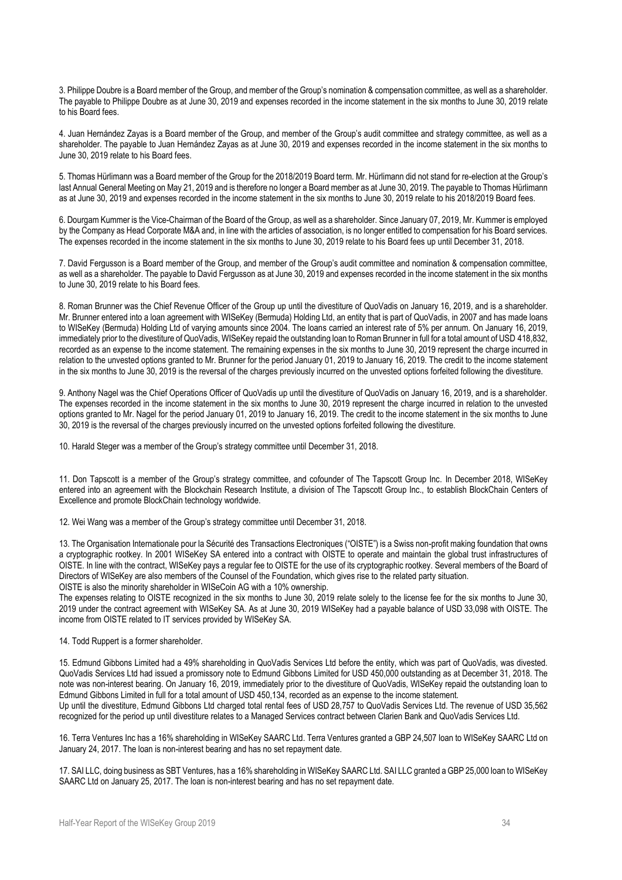3. Philippe Doubre is a Board member of the Group, and member of the Group's nomination & compensation committee, as well as a shareholder. The payable to Philippe Doubre as at June 30, 2019 and expenses recorded in the income statement in the six months to June 30, 2019 relate to his Board fees.

4. Juan Hernández Zayas is a Board member of the Group, and member of the Group's audit committee and strategy committee, as well as a shareholder. The payable to Juan Hernández Zayas as at June 30, 2019 and expenses recorded in the income statement in the six months to June 30, 2019 relate to his Board fees.

5. Thomas Hürlimann was a Board member of the Group for the 2018/2019 Board term. Mr. Hürlimann did not stand for re-election at the Group's last Annual General Meeting on May 21, 2019 and is therefore no longer a Board member as at June 30, 2019. The payable to Thomas Hürlimann as at June 30, 2019 and expenses recorded in the income statement in the six months to June 30, 2019 relate to his 2018/2019 Board fees.

6. Dourgam Kummer is the Vice-Chairman of the Board of the Group, as well as a shareholder. Since January 07, 2019, Mr. Kummer is employed by the Company as Head Corporate M&A and, in line with the articles of association, is no longer entitled to compensation for his Board services. The expenses recorded in the income statement in the six months to June 30, 2019 relate to his Board fees up until December 31, 2018.

7. David Fergusson is a Board member of the Group, and member of the Group's audit committee and nomination & compensation committee, as well as a shareholder. The payable to David Fergusson as at June 30, 2019 and expenses recorded in the income statement in the six months to June 30, 2019 relate to his Board fees.

8. Roman Brunner was the Chief Revenue Officer of the Group up until the divestiture of QuoVadis on January 16, 2019, and is a shareholder. Mr. Brunner entered into a loan agreement with WISeKey (Bermuda) Holding Ltd, an entity that is part of QuoVadis, in 2007 and has made loans to WISeKey (Bermuda) Holding Ltd of varying amounts since 2004. The loans carried an interest rate of 5% per annum. On January 16, 2019, immediately prior to the divestiture of QuoVadis, WISeKey repaid the outstanding loan to Roman Brunner in full for a total amount of USD 418,832, recorded as an expense to the income statement. The remaining expenses in the six months to June 30, 2019 represent the charge incurred in relation to the unvested options granted to Mr. Brunner for the period January 01, 2019 to January 16, 2019. The credit to the income statement in the six months to June 30, 2019 is the reversal of the charges previously incurred on the unvested options forfeited following the divestiture.

9. Anthony Nagel was the Chief Operations Officer of QuoVadis up until the divestiture of QuoVadis on January 16, 2019, and is a shareholder. The expenses recorded in the income statement in the six months to June 30, 2019 represent the charge incurred in relation to the unvested options granted to Mr. Nagel for the period January 01, 2019 to January 16, 2019. The credit to the income statement in the six months to June 30, 2019 is the reversal of the charges previously incurred on the unvested options forfeited following the divestiture.

10. Harald Steger was a member of the Group's strategy committee until December 31, 2018.

11. Don Tapscott is a member of the Group's strategy committee, and cofounder of The Tapscott Group Inc. In December 2018, WISeKey entered into an agreement with the Blockchain Research Institute, a division of The Tapscott Group Inc., to establish BlockChain Centers of Excellence and promote BlockChain technology worldwide.

12. Wei Wang was a member of the Group's strategy committee until December 31, 2018.

13. The Organisation Internationale pour la Sécurité des Transactions Electroniques ("OISTE") is a Swiss non-profit making foundation that owns a cryptographic rootkey. In 2001 WISeKey SA entered into a contract with OISTE to operate and maintain the global trust infrastructures of OISTE. In line with the contract, WISeKey pays a regular fee to OISTE for the use of its cryptographic rootkey. Several members of the Board of Directors of WISeKey are also members of the Counsel of the Foundation, which gives rise to the related party situation.
OISTE is also the minority shareholder in WISeCoin AG with a 10% ownership.
The expenses relating to OISTE recognized in the six months to June 30, 2019 relate solely to the license fee for the six months to June 30, 2019 under the contract agreement with WISeKey SA. As at June 30, 2019 WISeKey had a payable balance of USD 33,098 with OISTE. The income from OISTE related to IT services provided by WISeKey SA.

14. Todd Ruppert is a former shareholder.

15. Edmund Gibbons Limited had a 49% shareholding in QuoVadis Services Ltd before the entity, which was part of QuoVadis, was divested. QuoVadis Services Ltd had issued a promissory note to Edmund Gibbons Limited for USD 450,000 outstanding as at December 31, 2018. The note was non-interest bearing. On January 16, 2019, immediately prior to the divestiture of QuoVadis, WISeKey repaid the outstanding loan to Edmund Gibbons Limited in full for a total amount of USD 450,134, recorded as an expense to the income statement.
Up until the divestiture, Edmund Gibbons Ltd charged total rental fees of USD 28,757 to QuoVadis Services Ltd. The revenue of USD 35,562 recognized for the period up until divestiture relates to a Managed Services contract between Clarien Bank and QuoVadis Services Ltd.

16. Terra Ventures Inc has a 16% shareholding in WISeKey SAARC Ltd. Terra Ventures granted a GBP 24,507 loan to WISeKey SAARC Ltd on January 24, 2017. The loan is non-interest bearing and has no set repayment date.

17. SAI LLC, doing business as SBT Ventures, has a 16% shareholding in WISeKey SAARC Ltd. SAI LLC granted a GBP 25,000 loan to WISeKey SAARC Ltd on January 25, 2017. The loan is non-interest bearing and has no set repayment date.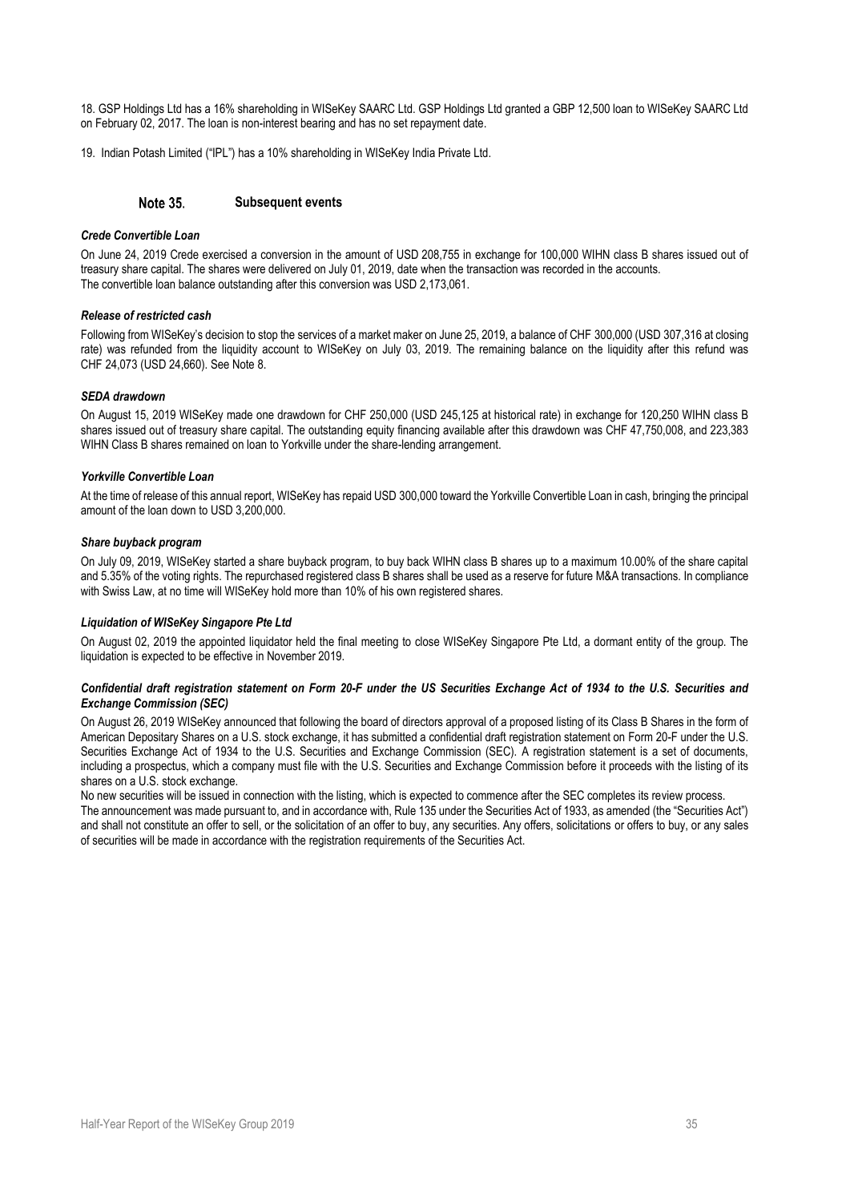18. GSP Holdings Ltd has a 16% shareholding in WISeKey SAARC Ltd. GSP Holdings Ltd granted a GBP 12,500 loan to WISeKey SAARC Ltd on February 02, 2017. The loan is non-interest bearing and has no set repayment date.

19. Indian Potash Limited ("IPL") has a 10% shareholding in WISeKey India Private Ltd.

## Note 35. Subsequent events

### *Crede Convertible Loan*

On June 24, 2019 Crede exercised a conversion in the amount of USD 208,755 in exchange for 100,000 WIHN class B shares issued out of treasury share capital. The shares were delivered on July 01, 2019, date when the transaction was recorded in the accounts.
The convertible loan balance outstanding after this conversion was USD 2,173,061.

### *Release of restricted cash*

Following from WISeKey's decision to stop the services of a market maker on June 25, 2019, a balance of CHF 300,000 (USD 307,316 at closing rate) was refunded from the liquidity account to WISeKey on July 03, 2019. The remaining balance on the liquidity after this refund was CHF 24,073 (USD 24,660). See Note 8.

### *SEDA drawdown*

On August 15, 2019 WISeKey made one drawdown for CHF 250,000 (USD 245,125 at historical rate) in exchange for 120,250 WIHN class B shares issued out of treasury share capital. The outstanding equity financing available after this drawdown was CHF 47,750,008, and 223,383 WIHN Class B shares remained on loan to Yorkville under the share-lending arrangement.

### *Yorkville Convertible Loan*

At the time of release of this annual report, WISeKey has repaid USD 300,000 toward the Yorkville Convertible Loan in cash, bringing the principal amount of the loan down to USD 3,200,000.

### *Share buyback program*

On July 09, 2019, WISeKey started a share buyback program, to buy back WIHN class B shares up to a maximum 10.00% of the share capital and 5.35% of the voting rights. The repurchased registered class B shares shall be used as a reserve for future M&A transactions. In compliance with Swiss Law, at no time will WISeKey hold more than 10% of his own registered shares.

### *Liquidation of WISeKey Singapore Pte Ltd*

On August 02, 2019 the appointed liquidator held the final meeting to close WISeKey Singapore Pte Ltd, a dormant entity of the group. The liquidation is expected to be effective in November 2019.

### *Confidential draft registration statement on Form 20-F under the US Securities Exchange Act of 1934 to the U.S. Securities and Exchange Commission (SEC)*

On August 26, 2019 WISeKey announced that following the board of directors approval of a proposed listing of its Class B Shares in the form of American Depositary Shares on a U.S. stock exchange, it has submitted a confidential draft registration statement on Form 20-F under the U.S. Securities Exchange Act of 1934 to the U.S. Securities and Exchange Commission (SEC). A registration statement is a set of documents, including a prospectus, which a company must file with the U.S. Securities and Exchange Commission before it proceeds with the listing of its shares on a U.S. stock exchange.
No new securities will be issued in connection with the listing, which is expected to commence after the SEC completes its review process.
The announcement was made pursuant to, and in accordance with, Rule 135 under the Securities Act of 1933, as amended (the "Securities Act") and shall not constitute an offer to sell, or the solicitation of an offer to buy, any securities. Any offers, solicitations or offers to buy, or any sales of securities will be made in accordance with the registration requirements of the Securities Act.